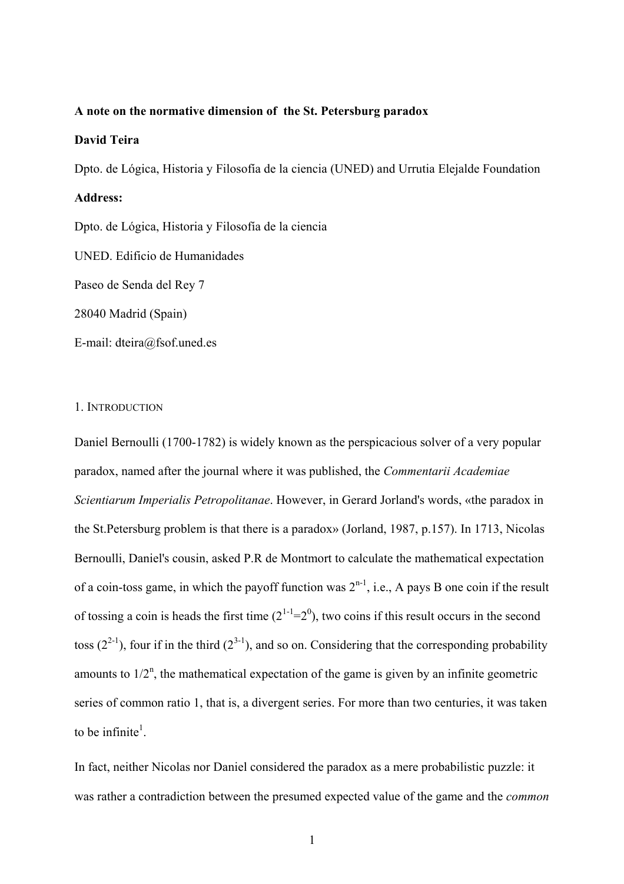**A note on the normative dimension of the St. Petersburg paradox**

**David Teira**

Dpto. de Lógica, Historia y Filosofía de la ciencia (UNED) and Urrutia Elejalde Foundation

**Address:**

Dpto. de Lógica, Historia y Filosofía de la ciencia

UNED. Edificio de Humanidades

Paseo de Senda del Rey 7

28040 Madrid (Spain)

E-mail: dteira@fsof.uned.es

## 1. Introduction

Daniel Bernoulli (1700-1782) is widely known as the perspicacious solver of a very popular paradox, named after the journal where it was published, the *Commentarii Academiae Scientiarum Imperialis Petropolitanae*. However, in Gerard Jorland's words, «the paradox in the St.Petersburg problem is that there is a paradox» (Jorland, 1987, p.157). In 1713, Nicolas Bernoulli, Daniel's cousin, asked P.R de Montmort to calculate the mathematical expectation of a coin-toss game, in which the payoff function was $2^{n-1}$, i.e., A pays B one coin if the result of tossing a coin is heads the first time ($2^{1-1}=2^0$), two coins if this result occurs in the second toss ($2^{2-1}$), four if in the third ($2^{3-1}$), and so on. Considering that the corresponding probability amounts to $1/2^n$, the mathematical expectation of the game is given by an infinite geometric series of common ratio 1, that is, a divergent series. For more than two centuries, it was taken to be infinite[1].

In fact, neither Nicolas nor Daniel considered the paradox as a mere probabilistic puzzle: it was rather a contradiction between the presumed expected value of the game and the *common*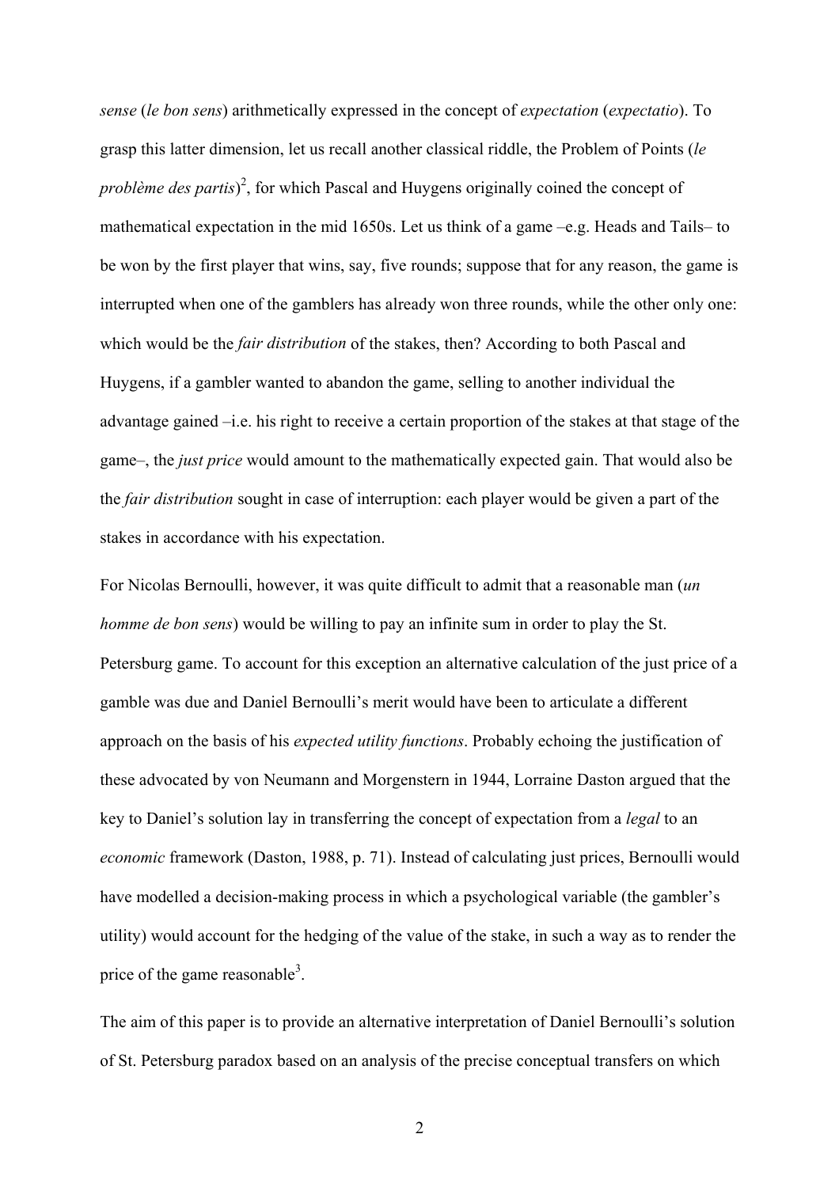*sense* (*le bon sens*) arithmetically expressed in the concept of *expectation* (*expectatio*). To grasp this latter dimension, let us recall another classical riddle, the Problem of Points (*le problème des partis*)[2], for which Pascal and Huygens originally coined the concept of mathematical expectation in the mid 1650s. Let us think of a game –e.g. Heads and Tails– to be won by the first player that wins, say, five rounds; suppose that for any reason, the game is interrupted when one of the gamblers has already won three rounds, while the other only one: which would be the *fair distribution* of the stakes, then? According to both Pascal and Huygens, if a gambler wanted to abandon the game, selling to another individual the advantage gained –i.e. his right to receive a certain proportion of the stakes at that stage of the game–, the *just price* would amount to the mathematically expected gain. That would also be the *fair distribution* sought in case of interruption: each player would be given a part of the stakes in accordance with his expectation.

For Nicolas Bernoulli, however, it was quite difficult to admit that a reasonable man (*un homme de bon sens*) would be willing to pay an infinite sum in order to play the St. Petersburg game. To account for this exception an alternative calculation of the just price of a gamble was due and Daniel Bernoulli's merit would have been to articulate a different approach on the basis of his *expected utility functions*. Probably echoing the justification of these advocated by von Neumann and Morgenstern in 1944, Lorraine Daston argued that the key to Daniel's solution lay in transferring the concept of expectation from a *legal* to an *economic* framework (Daston, 1988, p. 71). Instead of calculating just prices, Bernoulli would have modelled a decision-making process in which a psychological variable (the gambler's utility) would account for the hedging of the value of the stake, in such a way as to render the price of the game reasonable[3].

The aim of this paper is to provide an alternative interpretation of Daniel Bernoulli's solution of St. Petersburg paradox based on an analysis of the precise conceptual transfers on which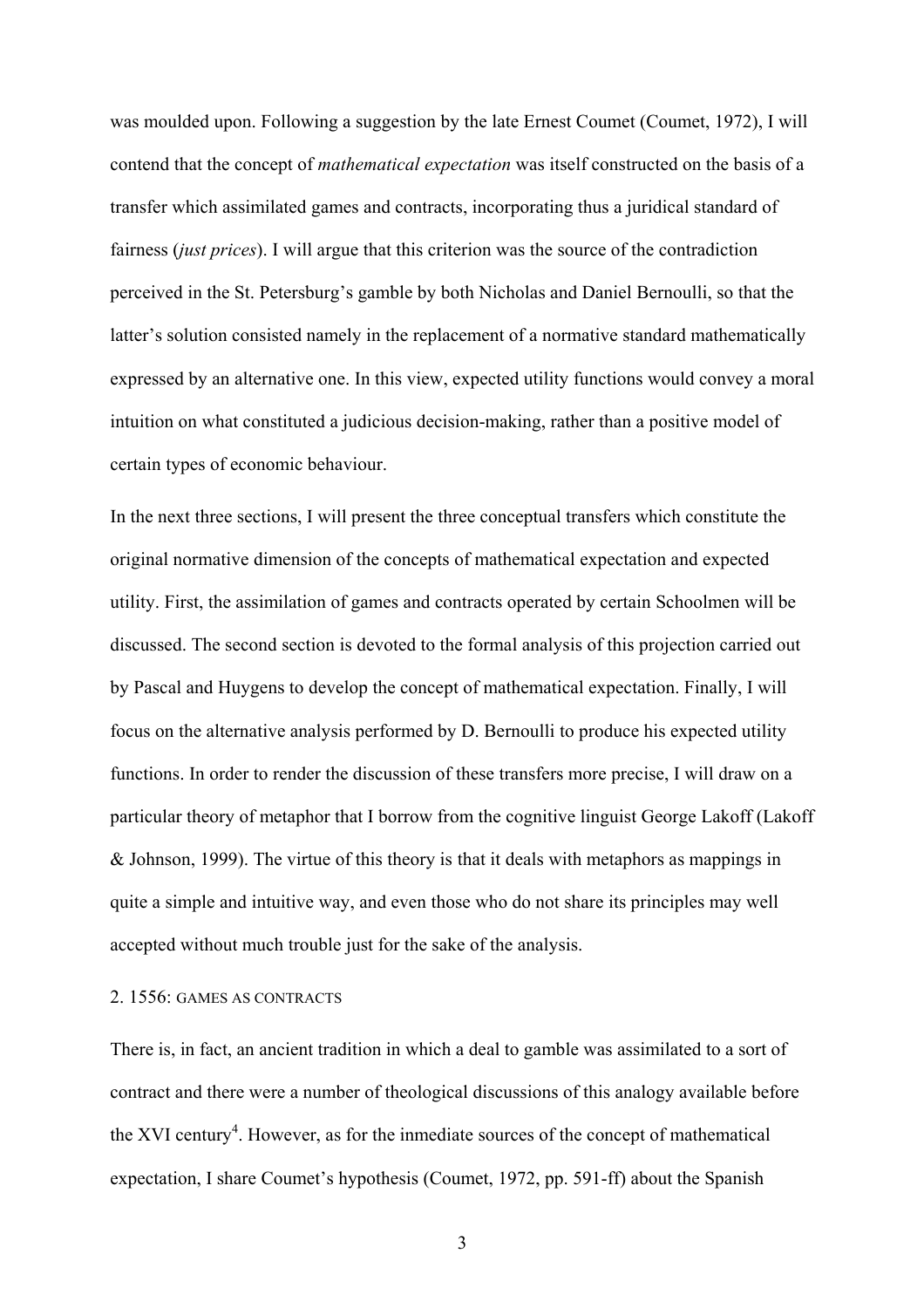was moulded upon. Following a suggestion by the late Ernest Coumet (Coumet, 1972), I will contend that the concept of *mathematical expectation* was itself constructed on the basis of a transfer which assimilated games and contracts, incorporating thus a juridical standard of fairness (*just prices*). I will argue that this criterion was the source of the contradiction perceived in the St. Petersburg's gamble by both Nicholas and Daniel Bernoulli, so that the latter's solution consisted namely in the replacement of a normative standard mathematically expressed by an alternative one. In this view, expected utility functions would convey a moral intuition on what constituted a judicious decision-making, rather than a positive model of certain types of economic behaviour.

In the next three sections, I will present the three conceptual transfers which constitute the original normative dimension of the concepts of mathematical expectation and expected utility. First, the assimilation of games and contracts operated by certain Schoolmen will be discussed. The second section is devoted to the formal analysis of this projection carried out by Pascal and Huygens to develop the concept of mathematical expectation. Finally, I will focus on the alternative analysis performed by D. Bernoulli to produce his expected utility functions. In order to render the discussion of these transfers more precise, I will draw on a particular theory of metaphor that I borrow from the cognitive linguist George Lakoff (Lakoff & Johnson, 1999). The virtue of this theory is that it deals with metaphors as mappings in quite a simple and intuitive way, and even those who do not share its principles may well accepted without much trouble just for the sake of the analysis.

## 2. 1556: GAMES AS CONTRACTS

There is, in fact, an ancient tradition in which a deal to gamble was assimilated to a sort of contract and there were a number of theological discussions of this analogy available before the XVI century[4]. However, as for the inmediate sources of the concept of mathematical expectation, I share Coumet's hypothesis (Coumet, 1972, pp. 591-ff) about the Spanish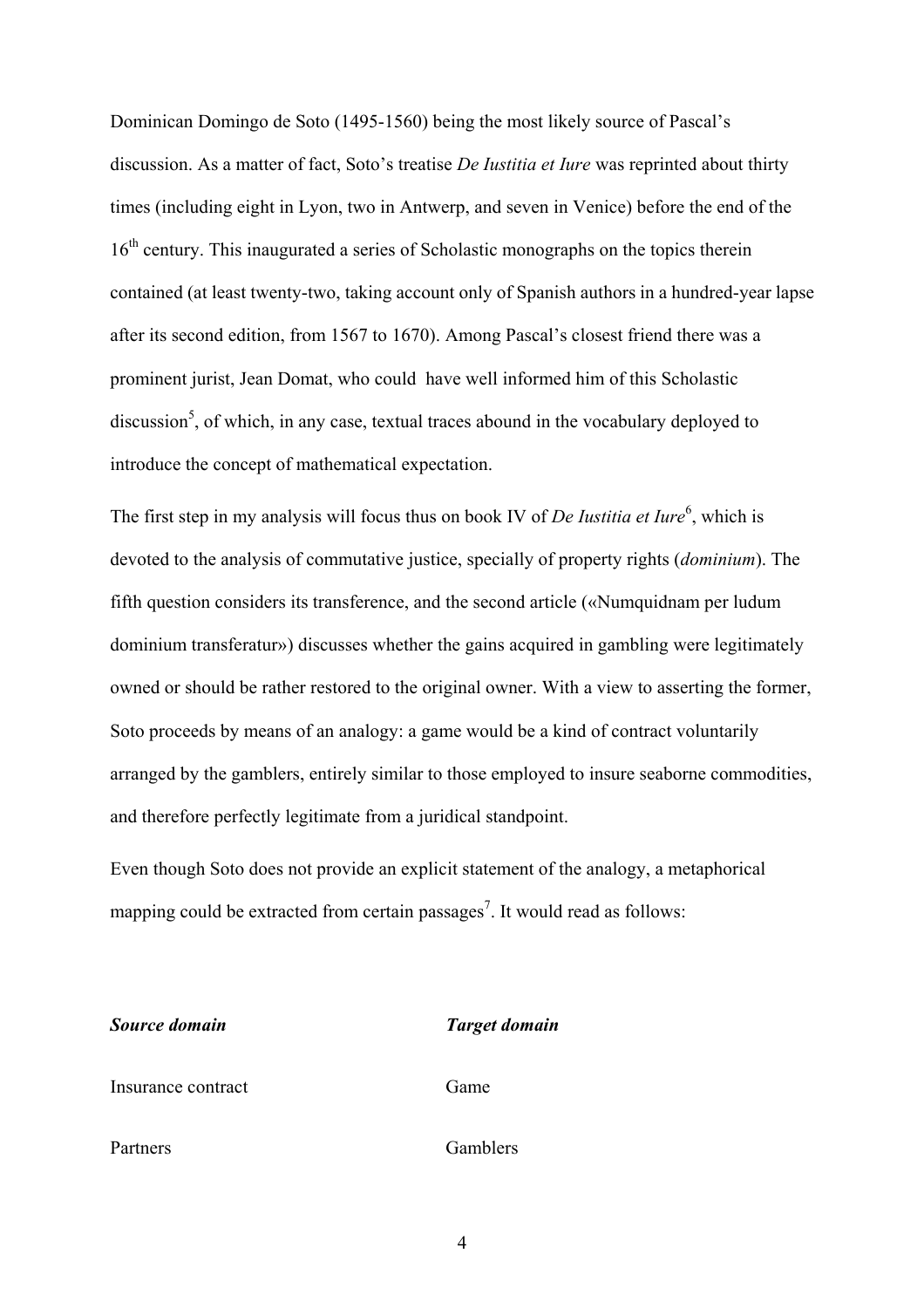Dominican Domingo de Soto (1495-1560) being the most likely source of Pascal's discussion. As a matter of fact, Soto's treatise *De Iustitia et Iure* was reprinted about thirty times (including eight in Lyon, two in Antwerp, and seven in Venice) before the end of the 16th century. This inaugurated a series of Scholastic monographs on the topics therein contained (at least twenty-two, taking account only of Spanish authors in a hundred-year lapse after its second edition, from 1567 to 1670). Among Pascal's closest friend there was a prominent jurist, Jean Domat, who could have well informed him of this Scholastic discussion[5], of which, in any case, textual traces abound in the vocabulary deployed to introduce the concept of mathematical expectation.

The first step in my analysis will focus thus on book IV of *De Iustitia et Iure*[6], which is devoted to the analysis of commutative justice, specially of property rights (*dominium*). The fifth question considers its transference, and the second article («Numquidnam per ludum dominium transferatur») discusses whether the gains acquired in gambling were legitimately owned or should be rather restored to the original owner. With a view to asserting the former, Soto proceeds by means of an analogy: a game would be a kind of contract voluntarily arranged by the gamblers, entirely similar to those employed to insure seaborne commodities, and therefore perfectly legitimate from a juridical standpoint.

Even though Soto does not provide an explicit statement of the analogy, a metaphorical mapping could be extracted from certain passages[7]. It would read as follows:

| ***Source domain*** | ***Target domain*** |
|---|---|
| Insurance contract | Game |
| Partners | Gamblers |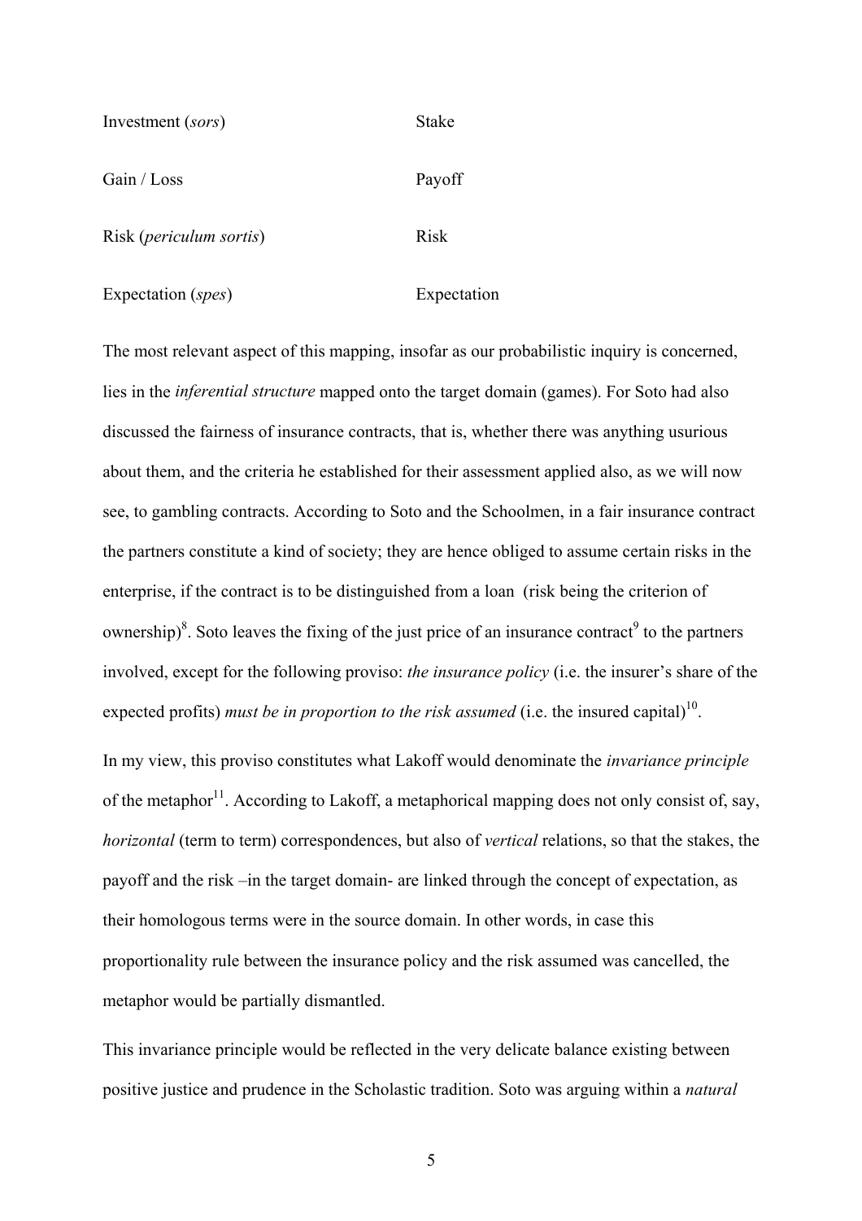| | |
|---|---|
| Investment (*sors*) | Stake |
| Gain / Loss | Payoff |
| Risk (*periculum sortis*) | Risk |
| Expectation (*spes*) | Expectation |

The most relevant aspect of this mapping, insofar as our probabilistic inquiry is concerned, lies in the *inferential structure* mapped onto the target domain (games). For Soto had also discussed the fairness of insurance contracts, that is, whether there was anything usurious about them, and the criteria he established for their assessment applied also, as we will now see, to gambling contracts. According to Soto and the Schoolmen, in a fair insurance contract the partners constitute a kind of society; they are hence obliged to assume certain risks in the enterprise, if the contract is to be distinguished from a loan (risk being the criterion of ownership)[8]. Soto leaves the fixing of the just price of an insurance contract[9] to the partners involved, except for the following proviso: *the insurance policy* (i.e. the insurer's share of the expected profits) *must be in proportion to the risk assumed* (i.e. the insured capital)[10].

In my view, this proviso constitutes what Lakoff would denominate the *invariance principle* of the metaphor[11]. According to Lakoff, a metaphorical mapping does not only consist of, say, *horizontal* (term to term) correspondences, but also of *vertical* relations, so that the stakes, the payoff and the risk –in the target domain- are linked through the concept of expectation, as their homologous terms were in the source domain. In other words, in case this proportionality rule between the insurance policy and the risk assumed was cancelled, the metaphor would be partially dismantled.

This invariance principle would be reflected in the very delicate balance existing between positive justice and prudence in the Scholastic tradition. Soto was arguing within a *natural*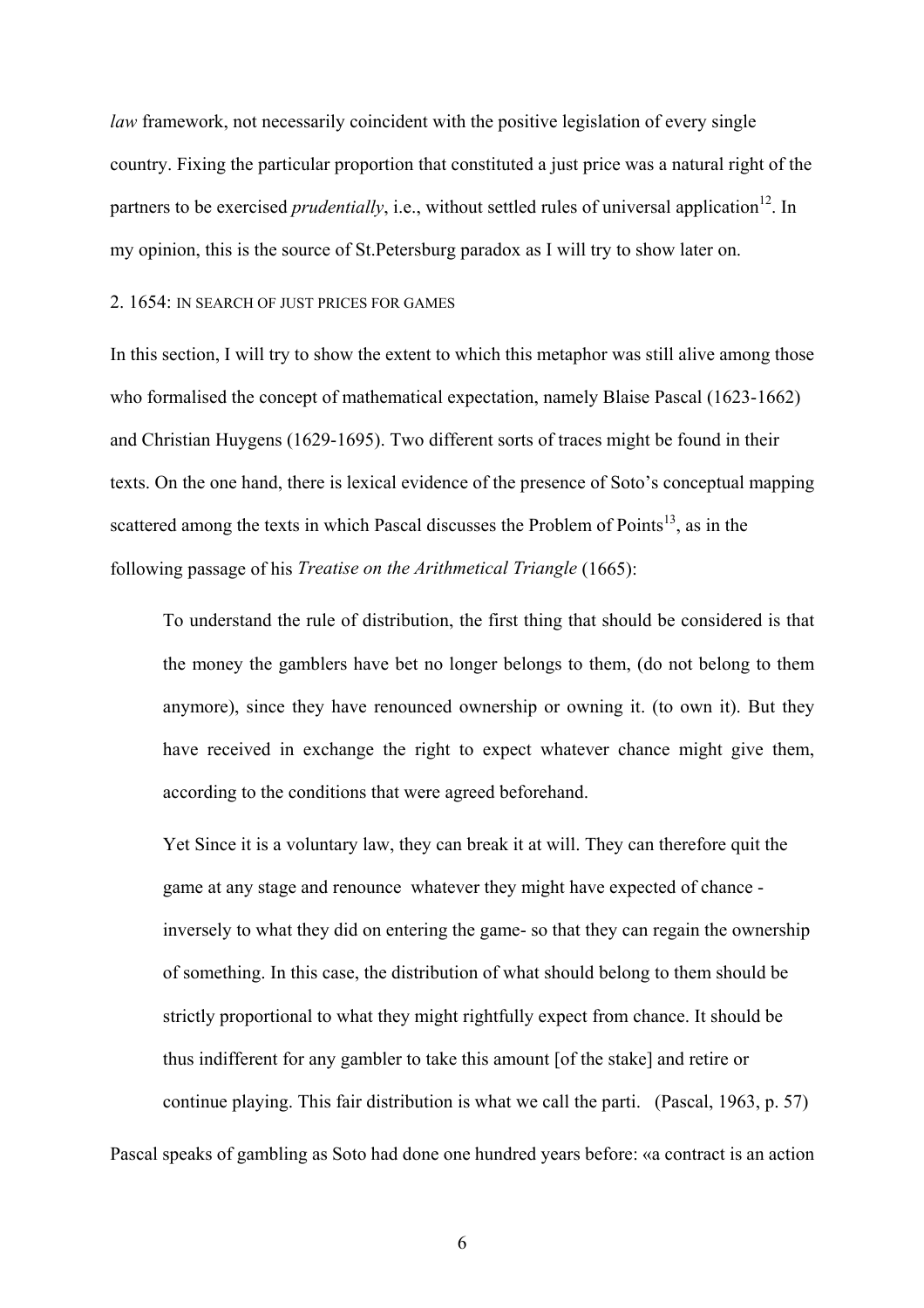*law* framework, not necessarily coincident with the positive legislation of every single country. Fixing the particular proportion that constituted a just price was a natural right of the partners to be exercised *prudentially*, i.e., without settled rules of universal application[12]. In my opinion, this is the source of St.Petersburg paradox as I will try to show later on.

## 2. 1654: IN SEARCH OF JUST PRICES FOR GAMES

In this section, I will try to show the extent to which this metaphor was still alive among those who formalised the concept of mathematical expectation, namely Blaise Pascal (1623-1662) and Christian Huygens (1629-1695). Two different sorts of traces might be found in their texts. On the one hand, there is lexical evidence of the presence of Soto's conceptual mapping scattered among the texts in which Pascal discusses the Problem of Points[13], as in the following passage of his *Treatise on the Arithmetical Triangle* (1665):

> To understand the rule of distribution, the first thing that should be considered is that the money the gamblers have bet no longer belongs to them, (do not belong to them anymore), since they have renounced ownership or owning it. (to own it). But they have received in exchange the right to expect whatever chance might give them, according to the conditions that were agreed beforehand.
>
> Yet Since it is a voluntary law, they can break it at will. They can therefore quit the game at any stage and renounce whatever they might have expected of chance - inversely to what they did on entering the game- so that they can regain the ownership of something. In this case, the distribution of what should belong to them should be strictly proportional to what they might rightfully expect from chance. It should be thus indifferent for any gambler to take this amount [of the stake] and retire or continue playing. This fair distribution is what we call the parti. (Pascal, 1963, p. 57)

Pascal speaks of gambling as Soto had done one hundred years before: «a contract is an action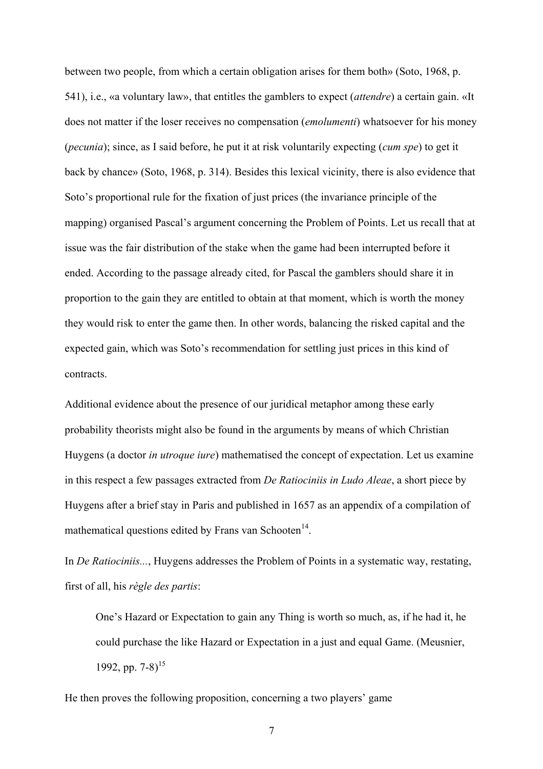between two people, from which a certain obligation arises for them both» (Soto, 1968, p. 541), i.e., «a voluntary law», that entitles the gamblers to expect (*attendre*) a certain gain. «It does not matter if the loser receives no compensation (*emolumenti*) whatsoever for his money (*pecunia*); since, as I said before, he put it at risk voluntarily expecting (*cum spe*) to get it back by chance» (Soto, 1968, p. 314). Besides this lexical vicinity, there is also evidence that Soto's proportional rule for the fixation of just prices (the invariance principle of the mapping) organised Pascal's argument concerning the Problem of Points. Let us recall that at issue was the fair distribution of the stake when the game had been interrupted before it ended. According to the passage already cited, for Pascal the gamblers should share it in proportion to the gain they are entitled to obtain at that moment, which is worth the money they would risk to enter the game then. In other words, balancing the risked capital and the expected gain, which was Soto's recommendation for settling just prices in this kind of contracts.

Additional evidence about the presence of our juridical metaphor among these early probability theorists might also be found in the arguments by means of which Christian Huygens (a doctor *in utroque iure*) mathematised the concept of expectation. Let us examine in this respect a few passages extracted from *De Ratiociniis in Ludo Aleae*, a short piece by Huygens after a brief stay in Paris and published in 1657 as an appendix of a compilation of mathematical questions edited by Frans van Schooten[14].

In *De Ratiociniis...*, Huygens addresses the Problem of Points in a systematic way, restating, first of all, his *règle des partis*:

> One's Hazard or Expectation to gain any Thing is worth so much, as, if he had it, he could purchase the like Hazard or Expectation in a just and equal Game. (Meusnier, 1992, pp. 7-8)[15]

He then proves the following proposition, concerning a two players' game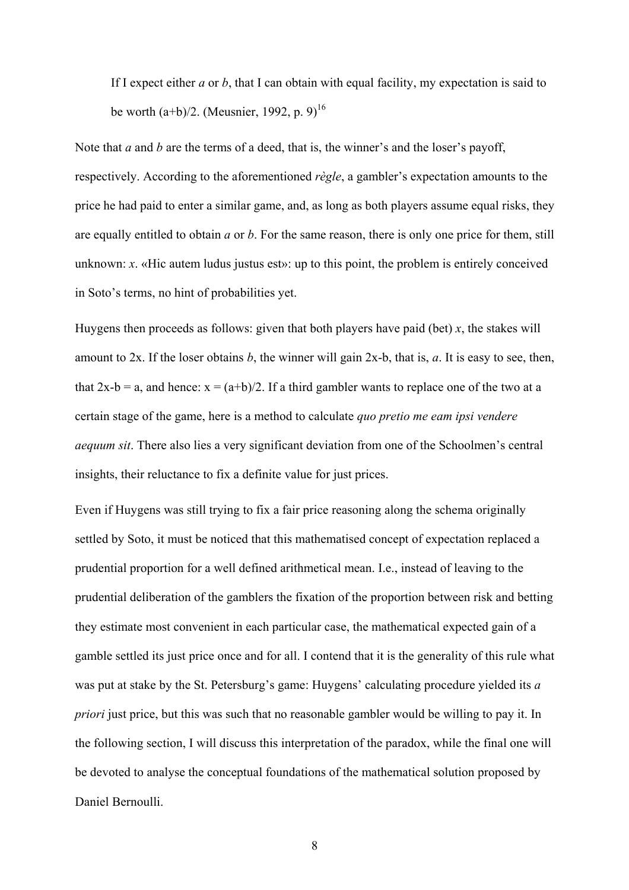> If I expect either $a$ or $b$, that I can obtain with equal facility, my expectation is said to be worth $(a+b)/2$. (Meusnier, 1992, p. 9)[16]

Note that $a$ and $b$ are the terms of a deed, that is, the winner's and the loser's payoff, respectively. According to the aforementioned *règle*, a gambler's expectation amounts to the price he had paid to enter a similar game, and, as long as both players assume equal risks, they are equally entitled to obtain $a$ or $b$. For the same reason, there is only one price for them, still unknown: $x$. «Hic autem ludus justus est»: up to this point, the problem is entirely conceived in Soto's terms, no hint of probabilities yet.

Huygens then proceeds as follows: given that both players have paid (bet) $x$, the stakes will amount to $2x$. If the loser obtains $b$, the winner will gain $2x\text{-}b$, that is, $a$. It is easy to see, then, that $2x\text{-}b = a$, and hence: $x = (a+b)/2$. If a third gambler wants to replace one of the two at a certain stage of the game, here is a method to calculate *quo pretio me eam ipsi vendere aequum sit*. There also lies a very significant deviation from one of the Schoolmen's central insights, their reluctance to fix a definite value for just prices.

Even if Huygens was still trying to fix a fair price reasoning along the schema originally settled by Soto, it must be noticed that this mathematised concept of expectation replaced a prudential proportion for a well defined arithmetical mean. I.e., instead of leaving to the prudential deliberation of the gamblers the fixation of the proportion between risk and betting they estimate most convenient in each particular case, the mathematical expected gain of a gamble settled its just price once and for all. I contend that it is the generality of this rule what was put at stake by the St. Petersburg's game: Huygens' calculating procedure yielded its *a priori* just price, but this was such that no reasonable gambler would be willing to pay it. In the following section, I will discuss this interpretation of the paradox, while the final one will be devoted to analyse the conceptual foundations of the mathematical solution proposed by Daniel Bernoulli.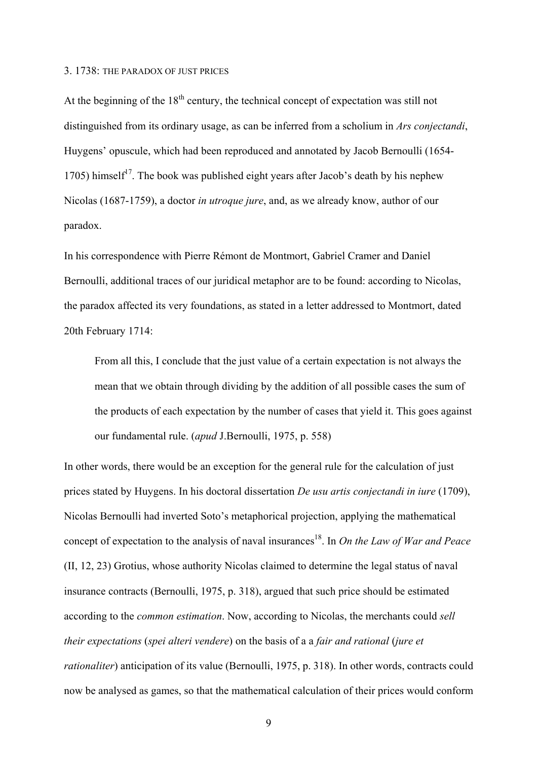## 3. 1738: THE PARADOX OF JUST PRICES

At the beginning of the 18th century, the technical concept of expectation was still not distinguished from its ordinary usage, as can be inferred from a scholium in *Ars conjectandi*, Huygens' opuscule, which had been reproduced and annotated by Jacob Bernoulli (1654-1705) himself[17]. The book was published eight years after Jacob's death by his nephew Nicolas (1687-1759), a doctor *in utroque jure*, and, as we already know, author of our paradox.

In his correspondence with Pierre Rémont de Montmort, Gabriel Cramer and Daniel Bernoulli, additional traces of our juridical metaphor are to be found: according to Nicolas, the paradox affected its very foundations, as stated in a letter addressed to Montmort, dated 20th February 1714:

> From all this, I conclude that the just value of a certain expectation is not always the mean that we obtain through dividing by the addition of all possible cases the sum of the products of each expectation by the number of cases that yield it. This goes against our fundamental rule. (*apud* J.Bernoulli, 1975, p. 558)

In other words, there would be an exception for the general rule for the calculation of just prices stated by Huygens. In his doctoral dissertation *De usu artis conjectandi in iure* (1709), Nicolas Bernoulli had inverted Soto's metaphorical projection, applying the mathematical concept of expectation to the analysis of naval insurances[18]. In *On the Law of War and Peace* (II, 12, 23) Grotius, whose authority Nicolas claimed to determine the legal status of naval insurance contracts (Bernoulli, 1975, p. 318), argued that such price should be estimated according to the *common estimation*. Now, according to Nicolas, the merchants could *sell their expectations* (*spei alteri vendere*) on the basis of a a *fair and rational* (*jure et rationaliter*) anticipation of its value (Bernoulli, 1975, p. 318). In other words, contracts could now be analysed as games, so that the mathematical calculation of their prices would conform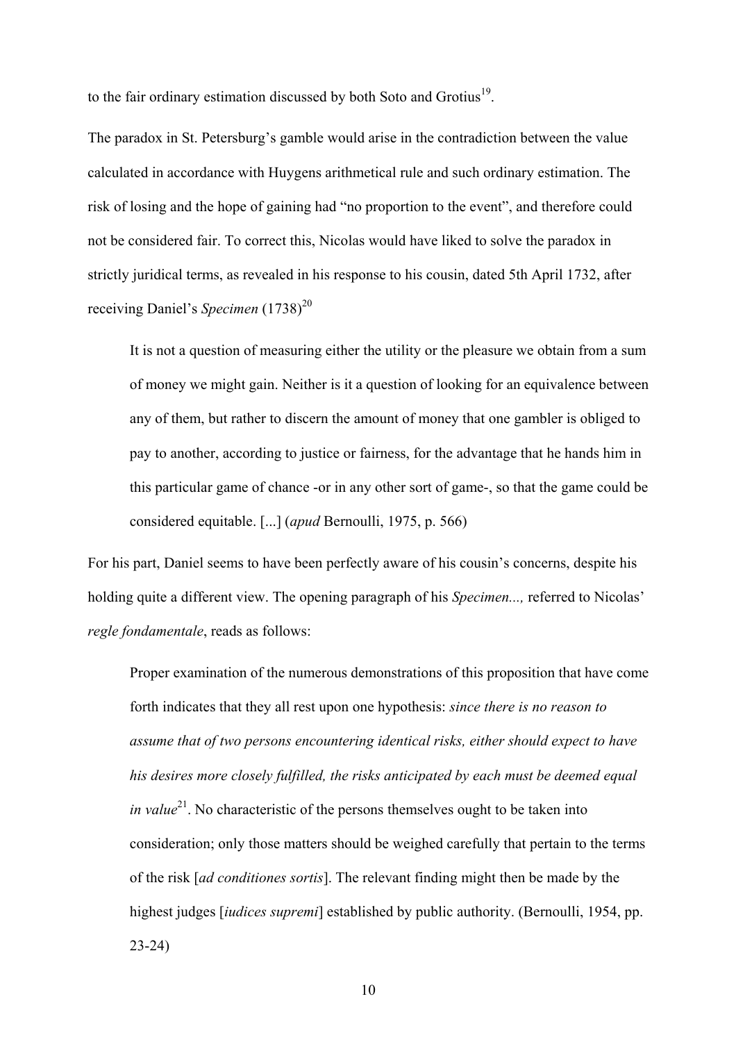to the fair ordinary estimation discussed by both Soto and Grotius[19].

The paradox in St. Petersburg's gamble would arise in the contradiction between the value calculated in accordance with Huygens arithmetical rule and such ordinary estimation. The risk of losing and the hope of gaining had "no proportion to the event", and therefore could not be considered fair. To correct this, Nicolas would have liked to solve the paradox in strictly juridical terms, as revealed in his response to his cousin, dated 5th April 1732, after receiving Daniel's *Specimen* (1738)[20]

> It is not a question of measuring either the utility or the pleasure we obtain from a sum of money we might gain. Neither is it a question of looking for an equivalence between any of them, but rather to discern the amount of money that one gambler is obliged to pay to another, according to justice or fairness, for the advantage that he hands him in this particular game of chance -or in any other sort of game-, so that the game could be considered equitable. [...] (*apud* Bernoulli, 1975, p. 566)

For his part, Daniel seems to have been perfectly aware of his cousin's concerns, despite his holding quite a different view. The opening paragraph of his *Specimen...,* referred to Nicolas' *regle fondamentale*, reads as follows:

> Proper examination of the numerous demonstrations of this proposition that have come forth indicates that they all rest upon one hypothesis: *since there is no reason to assume that of two persons encountering identical risks, either should expect to have his desires more closely fulfilled, the risks anticipated by each must be deemed equal in value*[21]. No characteristic of the persons themselves ought to be taken into consideration; only those matters should be weighed carefully that pertain to the terms of the risk [*ad conditiones sortis*]. The relevant finding might then be made by the highest judges [*iudices supremi*] established by public authority. (Bernoulli, 1954, pp. 23-24)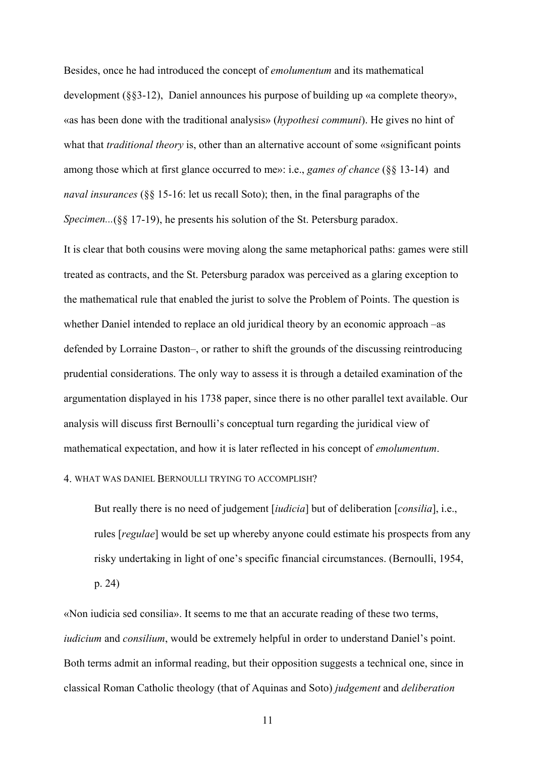Besides, once he had introduced the concept of *emolumentum* and its mathematical development (§§3-12), Daniel announces his purpose of building up «a complete theory», «as has been done with the traditional analysis» (*hypothesi communi*). He gives no hint of what that *traditional theory* is, other than an alternative account of some «significant points among those which at first glance occurred to me»: i.e., *games of chance* (§§ 13-14) and *naval insurances* (§§ 15-16: let us recall Soto); then, in the final paragraphs of the *Specimen...*(§§ 17-19), he presents his solution of the St. Petersburg paradox.

It is clear that both cousins were moving along the same metaphorical paths: games were still treated as contracts, and the St. Petersburg paradox was perceived as a glaring exception to the mathematical rule that enabled the jurist to solve the Problem of Points. The question is whether Daniel intended to replace an old juridical theory by an economic approach –as defended by Lorraine Daston–, or rather to shift the grounds of the discussing reintroducing prudential considerations. The only way to assess it is through a detailed examination of the argumentation displayed in his 1738 paper, since there is no other parallel text available. Our analysis will discuss first Bernoulli's conceptual turn regarding the juridical view of mathematical expectation, and how it is later reflected in his concept of *emolumentum*.

## 4. WHAT WAS DANIEL BERNOULLI TRYING TO ACCOMPLISH?

> But really there is no need of judgement [*iudicia*] but of deliberation [*consilia*], i.e., rules [*regulae*] would be set up whereby anyone could estimate his prospects from any risky undertaking in light of one's specific financial circumstances. (Bernoulli, 1954, p. 24)

«Non iudicia sed consilia». It seems to me that an accurate reading of these two terms, *iudicium* and *consilium*, would be extremely helpful in order to understand Daniel's point. Both terms admit an informal reading, but their opposition suggests a technical one, since in classical Roman Catholic theology (that of Aquinas and Soto) *judgement* and *deliberation*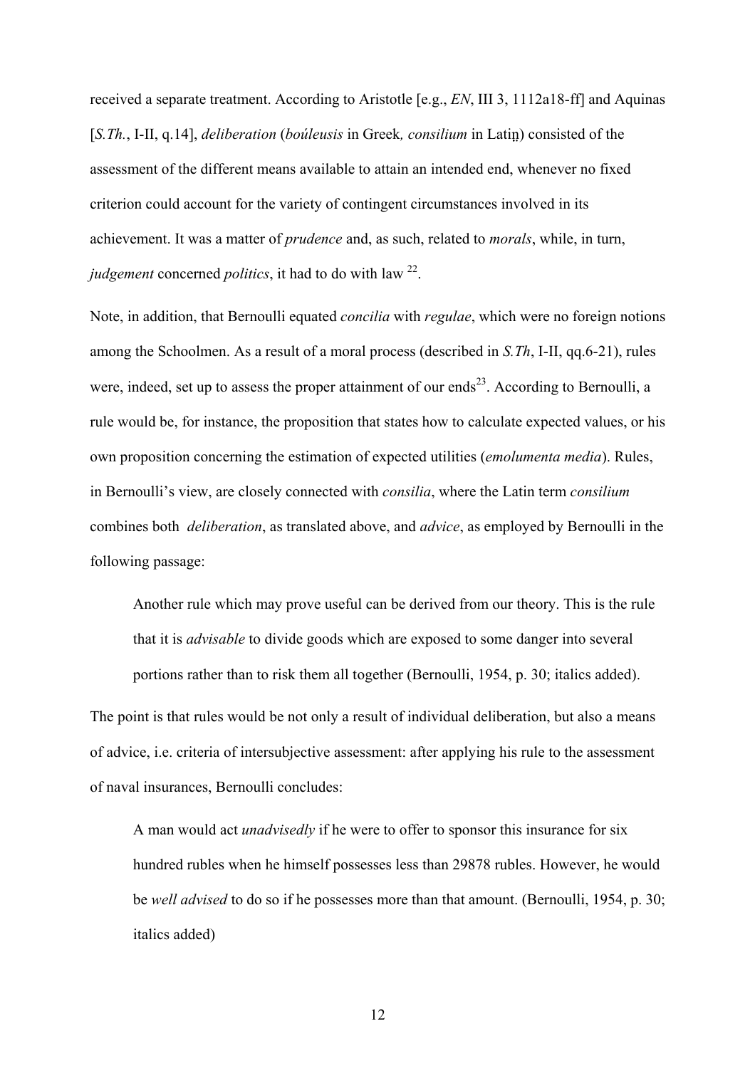received a separate treatment. According to Aristotle [e.g., *EN*, III 3, 1112a18-ff] and Aquinas [*S.Th.*, I-II, q.14], *deliberation* (*boúleusis* in Greek*, consilium* in Latiṇ) consisted of the assessment of the different means available to attain an intended end, whenever no fixed criterion could account for the variety of contingent circumstances involved in its achievement. It was a matter of *prudence* and, as such, related to *morals*, while, in turn, *judgement* concerned *politics*, it had to do with law [22].

Note, in addition, that Bernoulli equated *concilia* with *regulae*, which were no foreign notions among the Schoolmen. As a result of a moral process (described in *S.Th*, I-II, qq.6-21), rules were, indeed, set up to assess the proper attainment of our ends[23]. According to Bernoulli, a rule would be, for instance, the proposition that states how to calculate expected values, or his own proposition concerning the estimation of expected utilities (*emolumenta media*). Rules, in Bernoulli's view, are closely connected with *consilia*, where the Latin term *consilium* combines both *deliberation*, as translated above, and *advice*, as employed by Bernoulli in the following passage:

> Another rule which may prove useful can be derived from our theory. This is the rule that it is *advisable* to divide goods which are exposed to some danger into several portions rather than to risk them all together (Bernoulli, 1954, p. 30; italics added).

The point is that rules would be not only a result of individual deliberation, but also a means of advice, i.e. criteria of intersubjective assessment: after applying his rule to the assessment of naval insurances, Bernoulli concludes:

> A man would act *unadvisedly* if he were to offer to sponsor this insurance for six hundred rubles when he himself possesses less than 29878 rubles. However, he would be *well advised* to do so if he possesses more than that amount. (Bernoulli, 1954, p. 30; italics added)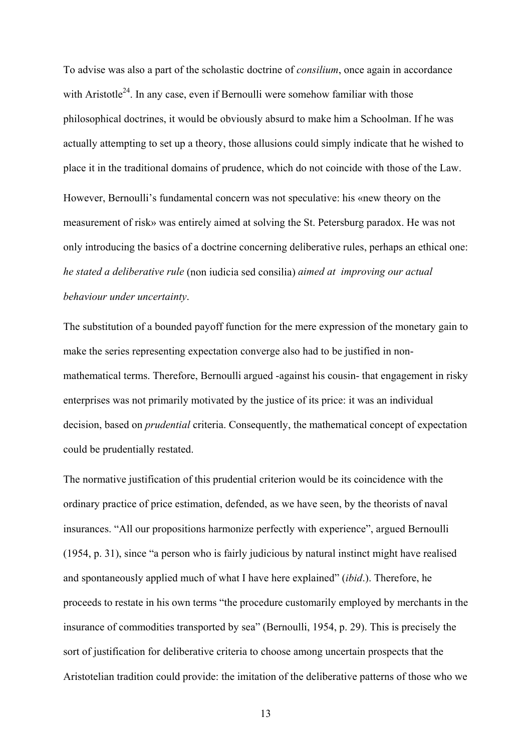To advise was also a part of the scholastic doctrine of *consilium*, once again in accordance with Aristotle[24]. In any case, even if Bernoulli were somehow familiar with those philosophical doctrines, it would be obviously absurd to make him a Schoolman. If he was actually attempting to set up a theory, those allusions could simply indicate that he wished to place it in the traditional domains of prudence, which do not coincide with those of the Law.

However, Bernoulli's fundamental concern was not speculative: his «new theory on the measurement of risk» was entirely aimed at solving the St. Petersburg paradox. He was not only introducing the basics of a doctrine concerning deliberative rules, perhaps an ethical one: *he stated a deliberative rule* (non iudicia sed consilia) *aimed at improving our actual behaviour under uncertainty*.

The substitution of a bounded payoff function for the mere expression of the monetary gain to make the series representing expectation converge also had to be justified in non-mathematical terms. Therefore, Bernoulli argued -against his cousin- that engagement in risky enterprises was not primarily motivated by the justice of its price: it was an individual decision, based on *prudential* criteria. Consequently, the mathematical concept of expectation could be prudentially restated.

The normative justification of this prudential criterion would be its coincidence with the ordinary practice of price estimation, defended, as we have seen, by the theorists of naval insurances. "All our propositions harmonize perfectly with experience", argued Bernoulli (1954, p. 31), since "a person who is fairly judicious by natural instinct might have realised and spontaneously applied much of what I have here explained" (*ibid*.). Therefore, he proceeds to restate in his own terms "the procedure customarily employed by merchants in the insurance of commodities transported by sea" (Bernoulli, 1954, p. 29). This is precisely the sort of justification for deliberative criteria to choose among uncertain prospects that the Aristotelian tradition could provide: the imitation of the deliberative patterns of those who we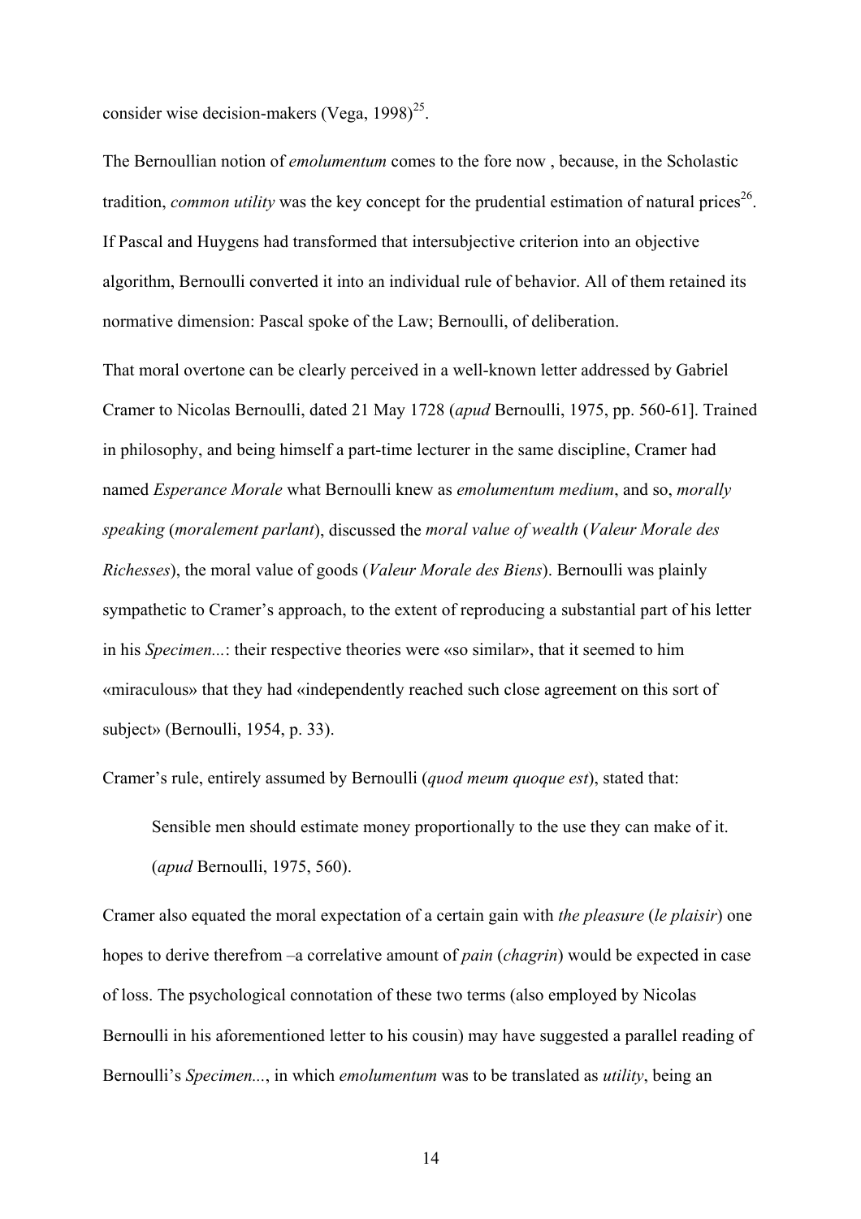consider wise decision-makers (Vega, 1998)[25].

The Bernoullian notion of *emolumentum* comes to the fore now , because, in the Scholastic tradition, *common utility* was the key concept for the prudential estimation of natural prices[26]. If Pascal and Huygens had transformed that intersubjective criterion into an objective algorithm, Bernoulli converted it into an individual rule of behavior. All of them retained its normative dimension: Pascal spoke of the Law; Bernoulli, of deliberation.

That moral overtone can be clearly perceived in a well-known letter addressed by Gabriel Cramer to Nicolas Bernoulli, dated 21 May 1728 (*apud* Bernoulli, 1975, pp. 560-61]. Trained in philosophy, and being himself a part-time lecturer in the same discipline, Cramer had named *Esperance Morale* what Bernoulli knew as *emolumentum medium*, and so, *morally speaking* (*moralement parlant*), discussed the *moral value of wealth* (*Valeur Morale des Richesses*), the moral value of goods (*Valeur Morale des Biens*). Bernoulli was plainly sympathetic to Cramer's approach, to the extent of reproducing a substantial part of his letter in his *Specimen...*: their respective theories were «so similar», that it seemed to him «miraculous» that they had «independently reached such close agreement on this sort of subject» (Bernoulli, 1954, p. 33).

Cramer's rule, entirely assumed by Bernoulli (*quod meum quoque est*), stated that:

> Sensible men should estimate money proportionally to the use they can make of it. (*apud* Bernoulli, 1975, 560).

Cramer also equated the moral expectation of a certain gain with *the pleasure* (*le plaisir*) one hopes to derive therefrom –a correlative amount of *pain* (*chagrin*) would be expected in case of loss. The psychological connotation of these two terms (also employed by Nicolas Bernoulli in his aforementioned letter to his cousin) may have suggested a parallel reading of Bernoulli's *Specimen...*, in which *emolumentum* was to be translated as *utility*, being an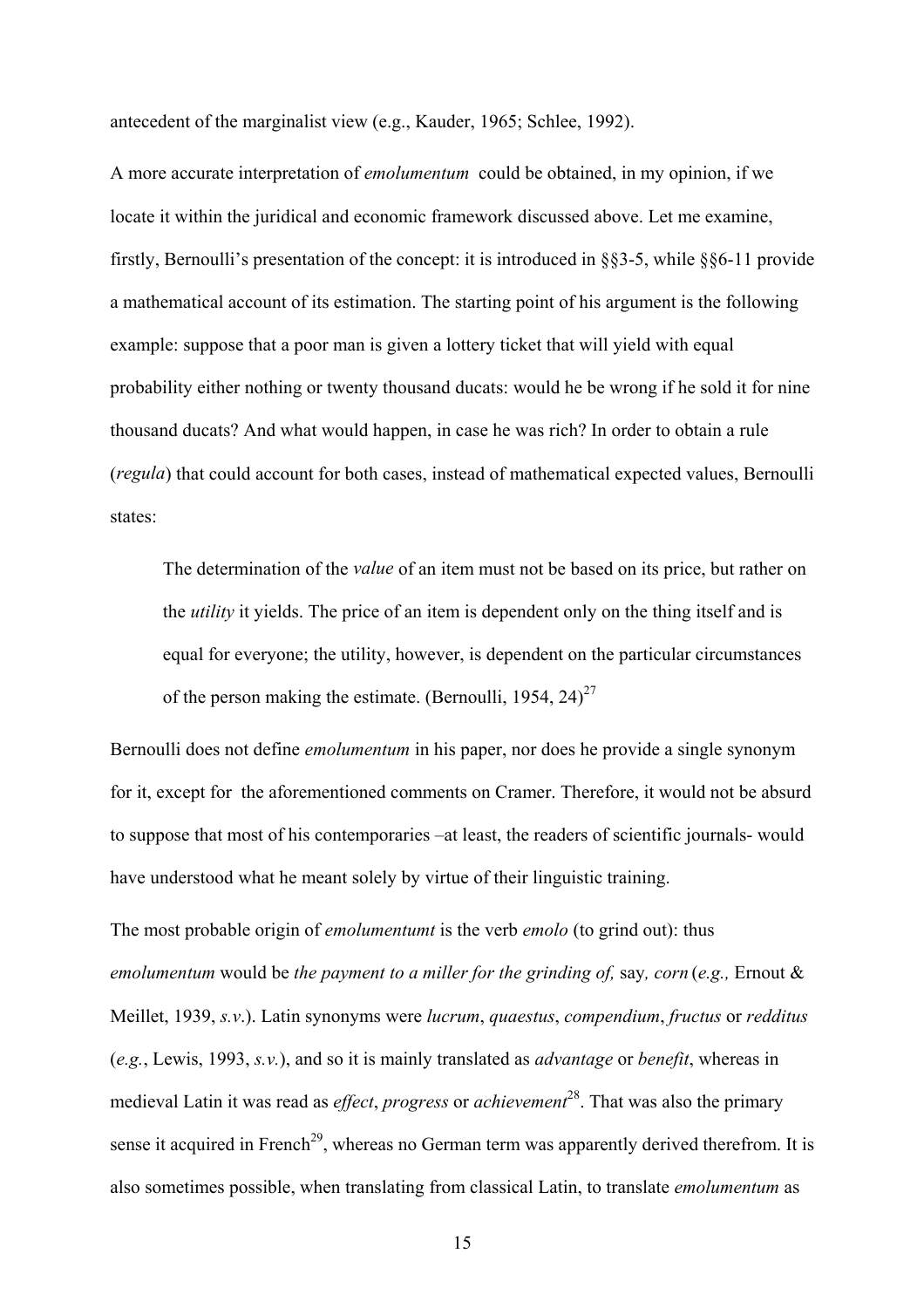antecedent of the marginalist view (e.g., Kauder, 1965; Schlee, 1992).

A more accurate interpretation of *emolumentum* could be obtained, in my opinion, if we locate it within the juridical and economic framework discussed above. Let me examine, firstly, Bernoulli's presentation of the concept: it is introduced in §§3-5, while §§6-11 provide a mathematical account of its estimation. The starting point of his argument is the following example: suppose that a poor man is given a lottery ticket that will yield with equal probability either nothing or twenty thousand ducats: would he be wrong if he sold it for nine thousand ducats? And what would happen, in case he was rich? In order to obtain a rule (*regula*) that could account for both cases, instead of mathematical expected values, Bernoulli states:

> The determination of the *value* of an item must not be based on its price, but rather on the *utility* it yields. The price of an item is dependent only on the thing itself and is equal for everyone; the utility, however, is dependent on the particular circumstances of the person making the estimate. (Bernoulli, 1954, 24)[27]

Bernoulli does not define *emolumentum* in his paper, nor does he provide a single synonym for it, except for the aforementioned comments on Cramer. Therefore, it would not be absurd to suppose that most of his contemporaries –at least, the readers of scientific journals- would have understood what he meant solely by virtue of their linguistic training.

The most probable origin of *emolumentumt* is the verb *emolo* (to grind out): thus *emolumentum* would be *the payment to a miller for the grinding of,* say*, corn* (*e.g.,* Ernout & Meillet, 1939, *s.v*.). Latin synonyms were *lucrum*, *quaestus*, *compendium*, *fructus* or *redditus* (*e.g.*, Lewis, 1993, *s.v.*), and so it is mainly translated as *advantage* or *benefit*, whereas in medieval Latin it was read as *effect*, *progress* or *achievement*[28]. That was also the primary sense it acquired in French[29], whereas no German term was apparently derived therefrom. It is also sometimes possible, when translating from classical Latin, to translate *emolumentum* as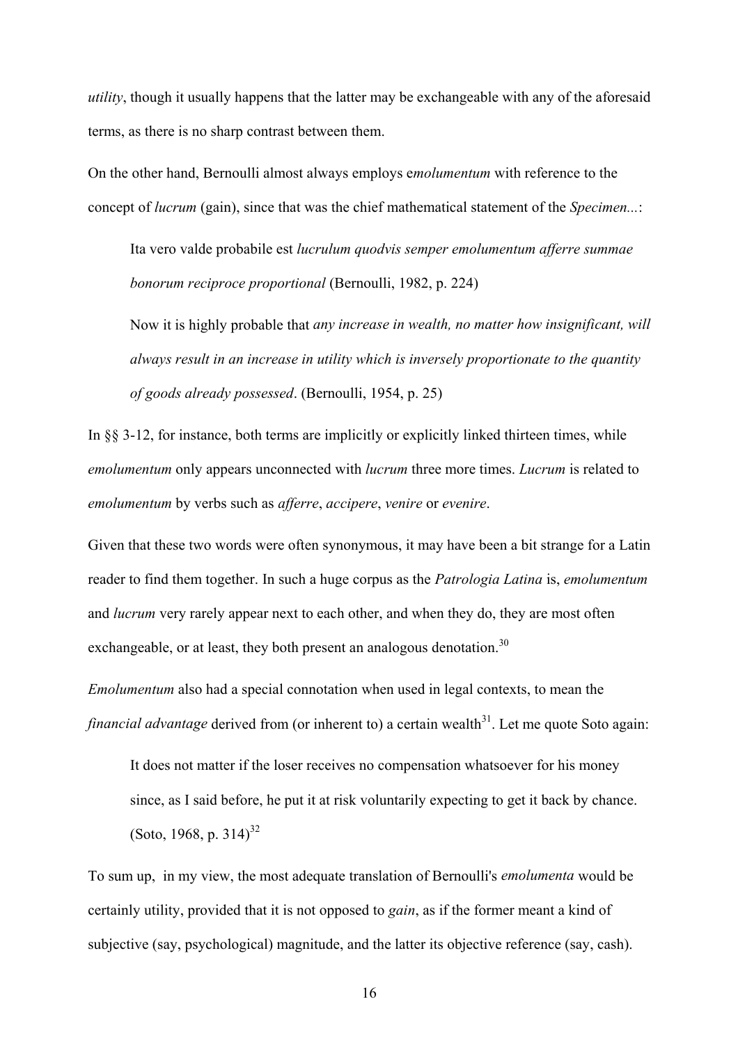*utility*, though it usually happens that the latter may be exchangeable with any of the aforesaid terms, as there is no sharp contrast between them.

On the other hand, Bernoulli almost always employs e*molumentum* with reference to the concept of *lucrum* (gain), since that was the chief mathematical statement of the *Specimen...*:

> Ita vero valde probabile est *lucrulum quodvis semper emolumentum afferre summae bonorum reciproce proportional* (Bernoulli, 1982, p. 224)
>
> Now it is highly probable that *any increase in wealth, no matter how insignificant, will always result in an increase in utility which is inversely proportionate to the quantity of goods already possessed*. (Bernoulli, 1954, p. 25)

In §§ 3-12, for instance, both terms are implicitly or explicitly linked thirteen times, while *emolumentum* only appears unconnected with *lucrum* three more times. *Lucrum* is related to *emolumentum* by verbs such as *afferre*, *accipere*, *venire* or *evenire*.

Given that these two words were often synonymous, it may have been a bit strange for a Latin reader to find them together. In such a huge corpus as the *Patrologia Latina* is, *emolumentum* and *lucrum* very rarely appear next to each other, and when they do, they are most often exchangeable, or at least, they both present an analogous denotation.[30]

*Emolumentum* also had a special connotation when used in legal contexts, to mean the *financial advantage* derived from (or inherent to) a certain wealth[31]. Let me quote Soto again:

> It does not matter if the loser receives no compensation whatsoever for his money since, as I said before, he put it at risk voluntarily expecting to get it back by chance. (Soto, 1968, p. 314)[32]

To sum up, in my view, the most adequate translation of Bernoulli's *emolumenta* would be certainly utility, provided that it is not opposed to *gain*, as if the former meant a kind of subjective (say, psychological) magnitude, and the latter its objective reference (say, cash).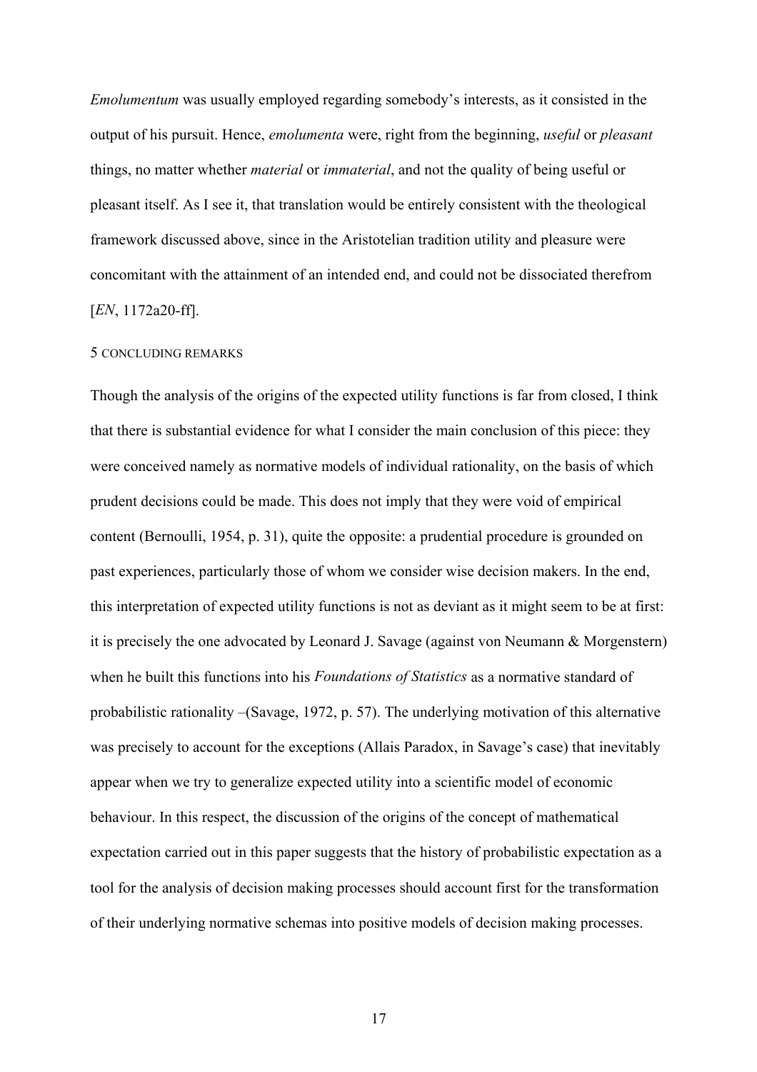*Emolumentum* was usually employed regarding somebody's interests, as it consisted in the output of his pursuit. Hence, *emolumenta* were, right from the beginning, *useful* or *pleasant* things, no matter whether *material* or *immaterial*, and not the quality of being useful or pleasant itself. As I see it, that translation would be entirely consistent with the theological framework discussed above, since in the Aristotelian tradition utility and pleasure were concomitant with the attainment of an intended end, and could not be dissociated therefrom [*EN*, 1172a20-ff].

## 5 CONCLUDING REMARKS

Though the analysis of the origins of the expected utility functions is far from closed, I think that there is substantial evidence for what I consider the main conclusion of this piece: they were conceived namely as normative models of individual rationality, on the basis of which prudent decisions could be made. This does not imply that they were void of empirical content (Bernoulli, 1954, p. 31), quite the opposite: a prudential procedure is grounded on past experiences, particularly those of whom we consider wise decision makers. In the end, this interpretation of expected utility functions is not as deviant as it might seem to be at first: it is precisely the one advocated by Leonard J. Savage (against von Neumann & Morgenstern) when he built this functions into his *Foundations of Statistics* as a normative standard of probabilistic rationality –(Savage, 1972, p. 57). The underlying motivation of this alternative was precisely to account for the exceptions (Allais Paradox, in Savage's case) that inevitably appear when we try to generalize expected utility into a scientific model of economic behaviour. In this respect, the discussion of the origins of the concept of mathematical expectation carried out in this paper suggests that the history of probabilistic expectation as a tool for the analysis of decision making processes should account first for the transformation of their underlying normative schemas into positive models of decision making processes.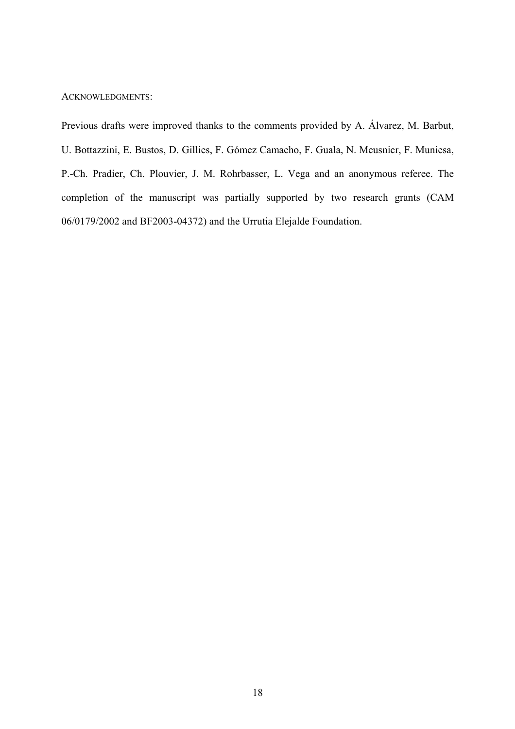## ACKNOWLEDGMENTS:

Previous drafts were improved thanks to the comments provided by A. Álvarez, M. Barbut, U. Bottazzini, E. Bustos, D. Gillies, F. Gómez Camacho, F. Guala, N. Meusnier, F. Muniesa, P.-Ch. Pradier, Ch. Plouvier, J. M. Rohrbasser, L. Vega and an anonymous referee. The completion of the manuscript was partially supported by two research grants (CAM 06/0179/2002 and BF2003-04372) and the Urrutia Elejalde Foundation.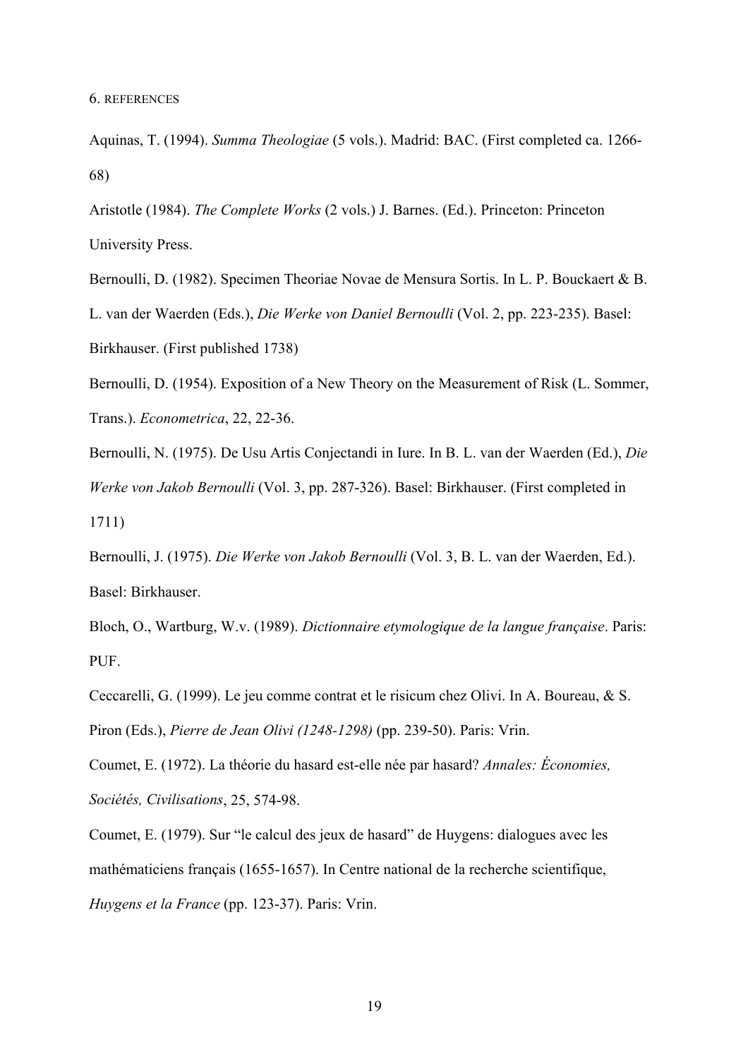## 6. REFERENCES

Aquinas, T. (1994). *Summa Theologiae* (5 vols.). Madrid: BAC. (First completed ca. 1266-68)

Aristotle (1984). *The Complete Works* (2 vols.) J. Barnes. (Ed.). Princeton: Princeton University Press.

Bernoulli, D. (1982). Specimen Theoriae Novae de Mensura Sortis. In L. P. Bouckaert & B. L. van der Waerden (Eds.), *Die Werke von Daniel Bernoulli* (Vol. 2, pp. 223-235). Basel: Birkhauser. (First published 1738)

Bernoulli, D. (1954). Exposition of a New Theory on the Measurement of Risk (L. Sommer, Trans.). *Econometrica*, 22, 22-36.

Bernoulli, N. (1975). De Usu Artis Conjectandi in Iure. In B. L. van der Waerden (Ed.), *Die Werke von Jakob Bernoulli* (Vol. 3, pp. 287-326). Basel: Birkhauser. (First completed in 1711)

Bernoulli, J. (1975). *Die Werke von Jakob Bernoulli* (Vol. 3, B. L. van der Waerden, Ed.). Basel: Birkhauser.

Bloch, O., Wartburg, W.v. (1989). *Dictionnaire etymologique de la langue française*. Paris: PUF.

Ceccarelli, G. (1999). Le jeu comme contrat et le risicum chez Olivi. In A. Boureau, & S. Piron (Eds.), *Pierre de Jean Olivi (1248-1298)* (pp. 239-50). Paris: Vrin.

Coumet, E. (1972). La théorie du hasard est-elle née par hasard? *Annales: Économies, Sociétés, Civilisations*, 25, 574-98.

Coumet, E. (1979). Sur "le calcul des jeux de hasard" de Huygens: dialogues avec les mathématiciens français (1655-1657). In Centre national de la recherche scientifique, *Huygens et la France* (pp. 123-37). Paris: Vrin.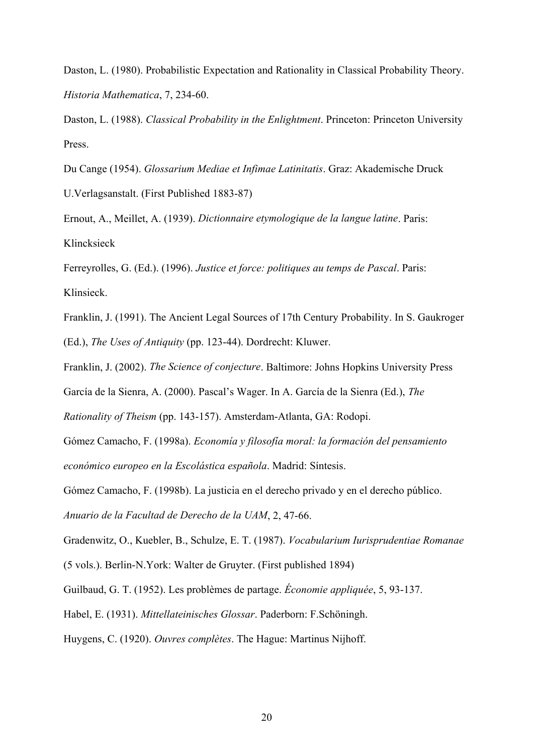Daston, L. (1980). Probabilistic Expectation and Rationality in Classical Probability Theory. *Historia Mathematica*, 7, 234-60.

Daston, L. (1988). *Classical Probability in the Enlightment*. Princeton: Princeton University Press.

Du Cange (1954). *Glossarium Mediae et Infimae Latinitatis*. Graz: Akademische Druck U.Verlagsanstalt. (First Published 1883-87)

Ernout, A., Meillet, A. (1939). *Dictionnaire etymologique de la langue latine*. Paris: Klincksieck

Ferreyrolles, G. (Ed.). (1996). *Justice et force: politiques au temps de Pascal*. Paris: Klinsieck.

Franklin, J. (1991). The Ancient Legal Sources of 17th Century Probability. In S. Gaukroger (Ed.), *The Uses of Antiquity* (pp. 123-44). Dordrecht: Kluwer.

Franklin, J. (2002). *The Science of conjecture*. Baltimore: Johns Hopkins University Press

García de la Sienra, A. (2000). Pascal's Wager. In A. García de la Sienra (Ed.), *The Rationality of Theism* (pp. 143-157). Amsterdam-Atlanta, GA: Rodopi.

Gómez Camacho, F. (1998a). *Economía y filosofía moral: la formación del pensamiento económico europeo en la Escolástica española*. Madrid: Síntesis.

Gómez Camacho, F. (1998b). La justicia en el derecho privado y en el derecho público. *Anuario de la Facultad de Derecho de la UAM*, 2, 47-66.

Gradenwitz, O., Kuebler, B., Schulze, E. T. (1987). *Vocabularium Iurisprudentiae Romanae* (5 vols.). Berlin-N.York: Walter de Gruyter. (First published 1894)

Guilbaud, G. T. (1952). Les problèmes de partage. *Économie appliquée*, 5, 93-137.

Habel, E. (1931). *Mittellateinisches Glossar*. Paderborn: F.Schöningh.

Huygens, C. (1920). *Ouvres complètes*. The Hague: Martinus Nijhoff.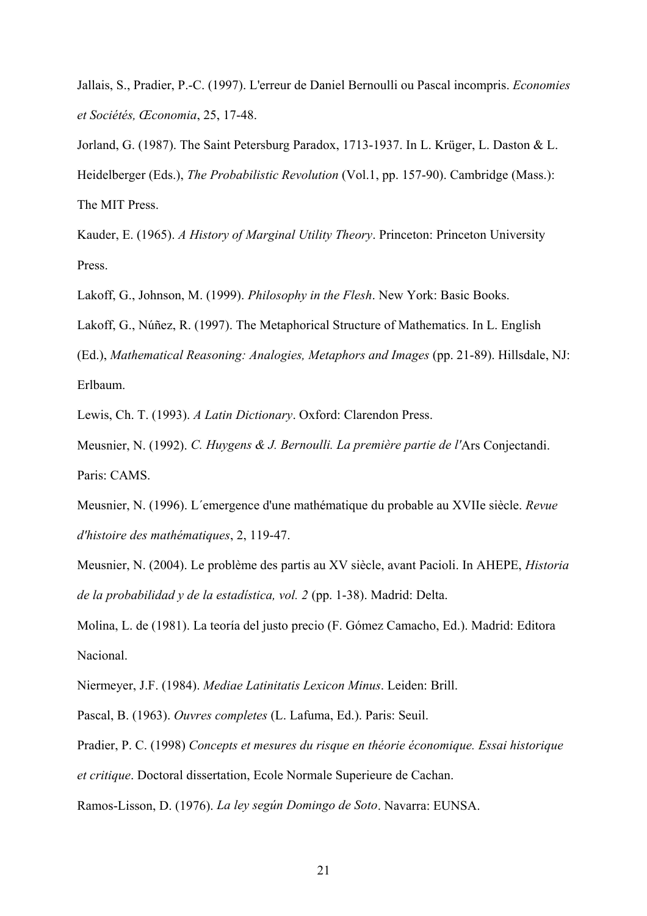Jallais, S., Pradier, P.-C. (1997). L'erreur de Daniel Bernoulli ou Pascal incompris. *Economies et Sociétés, Œconomia*, 25, 17-48.

Jorland, G. (1987). The Saint Petersburg Paradox, 1713-1937. In L. Krüger, L. Daston & L. Heidelberger (Eds.), *The Probabilistic Revolution* (Vol.1, pp. 157-90). Cambridge (Mass.): The MIT Press.

Kauder, E. (1965). *A History of Marginal Utility Theory*. Princeton: Princeton University Press.

Lakoff, G., Johnson, M. (1999). *Philosophy in the Flesh*. New York: Basic Books.

Lakoff, G., Núñez, R. (1997). The Metaphorical Structure of Mathematics. In L. English (Ed.), *Mathematical Reasoning: Analogies, Metaphors and Images* (pp. 21-89). Hillsdale, NJ: Erlbaum.

Lewis, Ch. T. (1993). *A Latin Dictionary*. Oxford: Clarendon Press.

Meusnier, N. (1992). *C. Huygens & J. Bernoulli. La première partie de l'*Ars Conjectandi. Paris: CAMS.

Meusnier, N. (1996). L´emergence d'une mathématique du probable au XVIIe siècle. *Revue d'histoire des mathématiques*, 2, 119-47.

Meusnier, N. (2004). Le problème des partis au XV siècle, avant Pacioli. In AHEPE, *Historia de la probabilidad y de la estadística, vol. 2* (pp. 1-38). Madrid: Delta.

Molina, L. de (1981). La teoría del justo precio (F. Gómez Camacho, Ed.). Madrid: Editora Nacional.

Niermeyer, J.F. (1984). *Mediae Latinitatis Lexicon Minus*. Leiden: Brill.

Pascal, B. (1963). *Ouvres completes* (L. Lafuma, Ed.). Paris: Seuil.

Pradier, P. C. (1998) *Concepts et mesures du risque en théorie économique. Essai historique et critique*. Doctoral dissertation, Ecole Normale Superieure de Cachan.

Ramos-Lisson, D. (1976). *La ley según Domingo de Soto*. Navarra: EUNSA.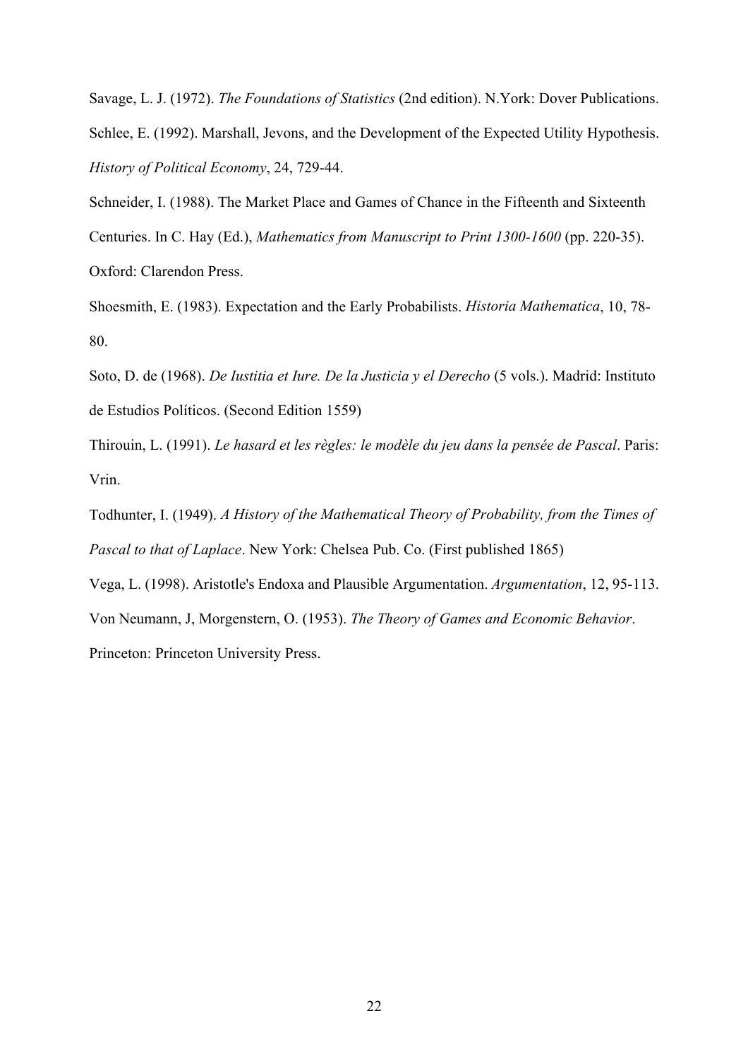Savage, L. J. (1972). *The Foundations of Statistics* (2nd edition). N.York: Dover Publications.

Schlee, E. (1992). Marshall, Jevons, and the Development of the Expected Utility Hypothesis. *History of Political Economy*, 24, 729-44.

Schneider, I. (1988). The Market Place and Games of Chance in the Fifteenth and Sixteenth Centuries. In C. Hay (Ed.), *Mathematics from Manuscript to Print 1300-1600* (pp. 220-35). Oxford: Clarendon Press.

Shoesmith, E. (1983). Expectation and the Early Probabilists. *Historia Mathematica*, 10, 78-80.

Soto, D. de (1968). *De Iustitia et Iure. De la Justicia y el Derecho* (5 vols.). Madrid: Instituto de Estudios Políticos. (Second Edition 1559)

Thirouin, L. (1991). *Le hasard et les règles: le modèle du jeu dans la pensée de Pascal*. Paris: Vrin.

Todhunter, I. (1949). *A History of the Mathematical Theory of Probability, from the Times of Pascal to that of Laplace*. New York: Chelsea Pub. Co. (First published 1865)

Vega, L. (1998). Aristotle's Endoxa and Plausible Argumentation. *Argumentation*, 12, 95-113.

Von Neumann, J, Morgenstern, O. (1953). *The Theory of Games and Economic Behavior*. Princeton: Princeton University Press.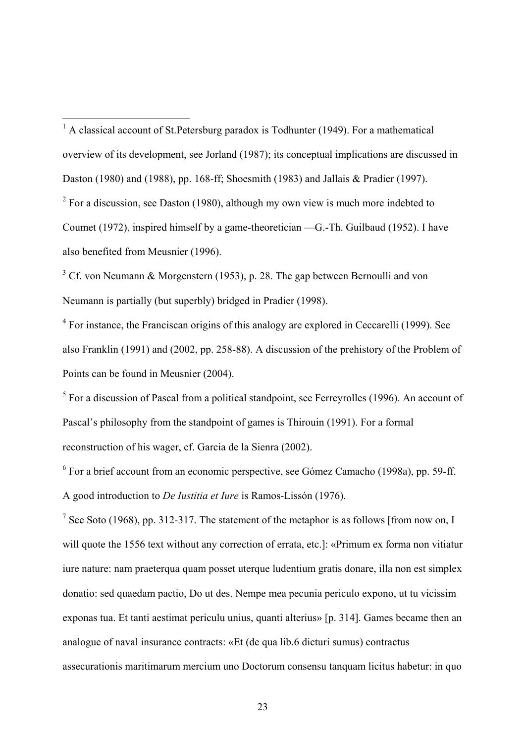[1] A classical account of St.Petersburg paradox is Todhunter (1949). For a mathematical overview of its development, see Jorland (1987); its conceptual implications are discussed in Daston (1980) and (1988), pp. 168-ff; Shoesmith (1983) and Jallais & Pradier (1997).

[2] For a discussion, see Daston (1980), although my own view is much more indebted to Coumet (1972), inspired himself by a game-theoretician —G.-Th. Guilbaud (1952). I have also benefited from Meusnier (1996).

[3] Cf. von Neumann & Morgenstern (1953), p. 28. The gap between Bernoulli and von Neumann is partially (but superbly) bridged in Pradier (1998).

[4] For instance, the Franciscan origins of this analogy are explored in Ceccarelli (1999). See also Franklin (1991) and (2002, pp. 258-88). A discussion of the prehistory of the Problem of Points can be found in Meusnier (2004).

[5] For a discussion of Pascal from a political standpoint, see Ferreyrolles (1996). An account of Pascal's philosophy from the standpoint of games is Thirouin (1991). For a formal reconstruction of his wager, cf. Garcia de la Sienra (2002).

[6] For a brief account from an economic perspective, see Gómez Camacho (1998a), pp. 59-ff. A good introduction to *De Iustitia et Iure* is Ramos-Lissón (1976).

[7] See Soto (1968), pp. 312-317. The statement of the metaphor is as follows [from now on, I will quote the 1556 text without any correction of errata, etc.]: «Primum ex forma non vitiatur iure nature: nam praeterqua quam posset uterque ludentium gratis donare, illa non est simplex donatio: sed quaedam pactio, Do ut des. Nempe mea pecunia periculo expono, ut tu vicissim exponas tua. Et tanti aestimat periculu unius, quanti alterius» [p. 314]. Games became then an analogue of naval insurance contracts: «Et (de qua lib.6 dicturi sumus) contractus assecurationis maritimarum mercium uno Doctorum consensu tanquam licitus habetur: in quo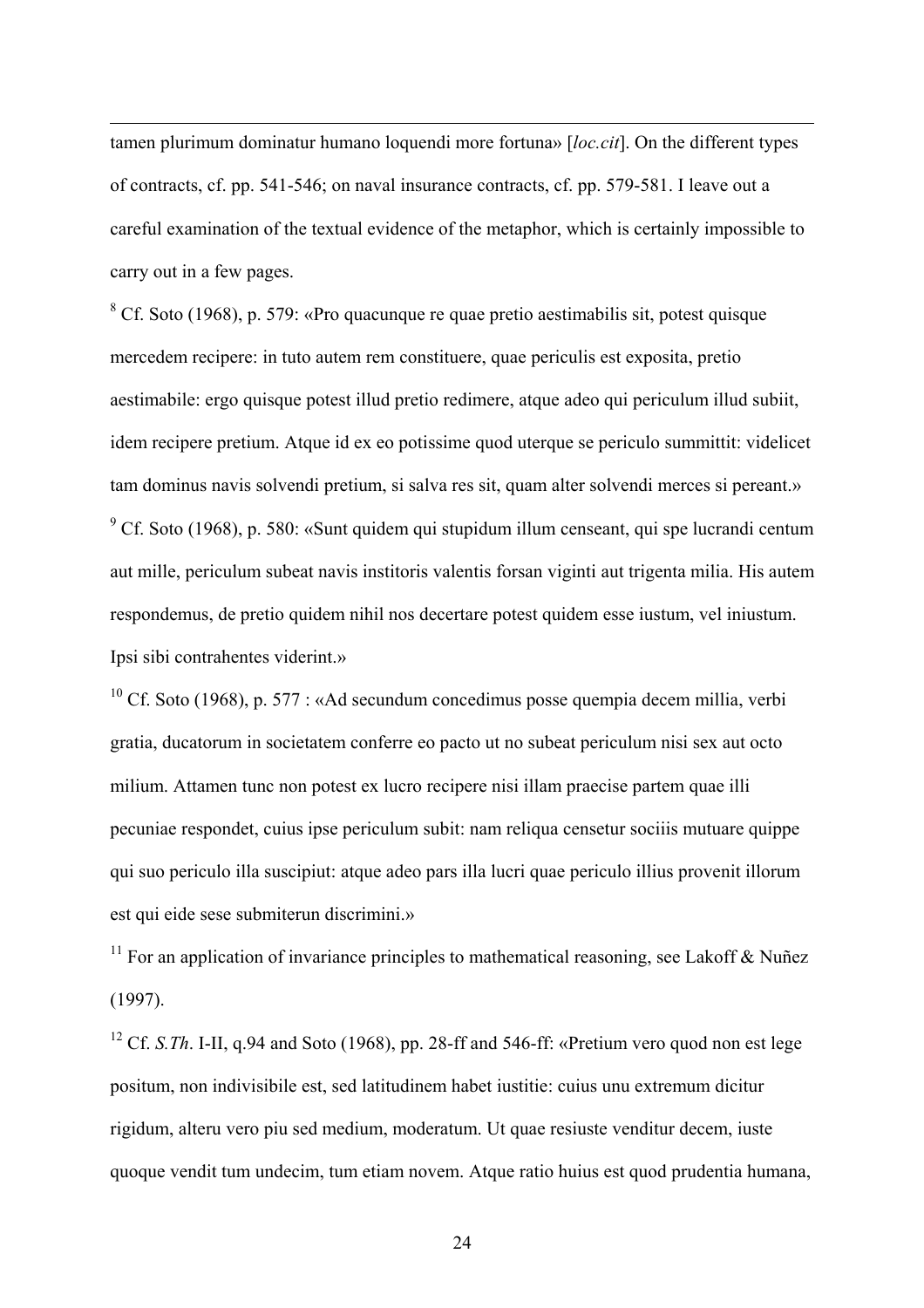tamen plurimum dominatur humano loquendi more fortuna» [*loc.cit*]. On the different types of contracts, cf. pp. 541-546; on naval insurance contracts, cf. pp. 579-581. I leave out a careful examination of the textual evidence of the metaphor, which is certainly impossible to carry out in a few pages.

[8] Cf. Soto (1968), p. 579: «Pro quacunque re quae pretio aestimabilis sit, potest quisque mercedem recipere: in tuto autem rem constituere, quae periculis est exposita, pretio aestimabile: ergo quisque potest illud pretio redimere, atque adeo qui periculum illud subiit, idem recipere pretium. Atque id ex eo potissime quod uterque se periculo summittit: videlicet tam dominus navis solvendi pretium, si salva res sit, quam alter solvendi merces si pereant.»

[9] Cf. Soto (1968), p. 580: «Sunt quidem qui stupidum illum censeant, qui spe lucrandi centum aut mille, periculum subeat navis institoris valentis forsan viginti aut trigenta milia. His autem respondemus, de pretio quidem nihil nos decertare potest quidem esse iustum, vel iniustum. Ipsi sibi contrahentes viderint.»

[10] Cf. Soto (1968), p. 577 : «Ad secundum concedimus posse quempia decem millia, verbi gratia, ducatorum in societatem conferre eo pacto ut no subeat periculum nisi sex aut octo milium. Attamen tunc non potest ex lucro recipere nisi illam praecise partem quae illi pecuniae respondet, cuius ipse periculum subit: nam reliqua censetur sociiis mutuare quippe qui suo periculo illa suscipiut: atque adeo pars illa lucri quae periculo illius provenit illorum est qui eide sese submiterun discrimini.»

[11] For an application of invariance principles to mathematical reasoning, see Lakoff & Nuñez (1997).

[12] Cf. *S.Th*. I-II, q.94 and Soto (1968), pp. 28-ff and 546-ff: «Pretium vero quod non est lege positum, non indivisibile est, sed latitudinem habet iustitie: cuius unu extremum dicitur rigidum, alteru vero piu sed medium, moderatum. Ut quae resiuste venditur decem, iuste quoque vendit tum undecim, tum etiam novem. Atque ratio huius est quod prudentia humana,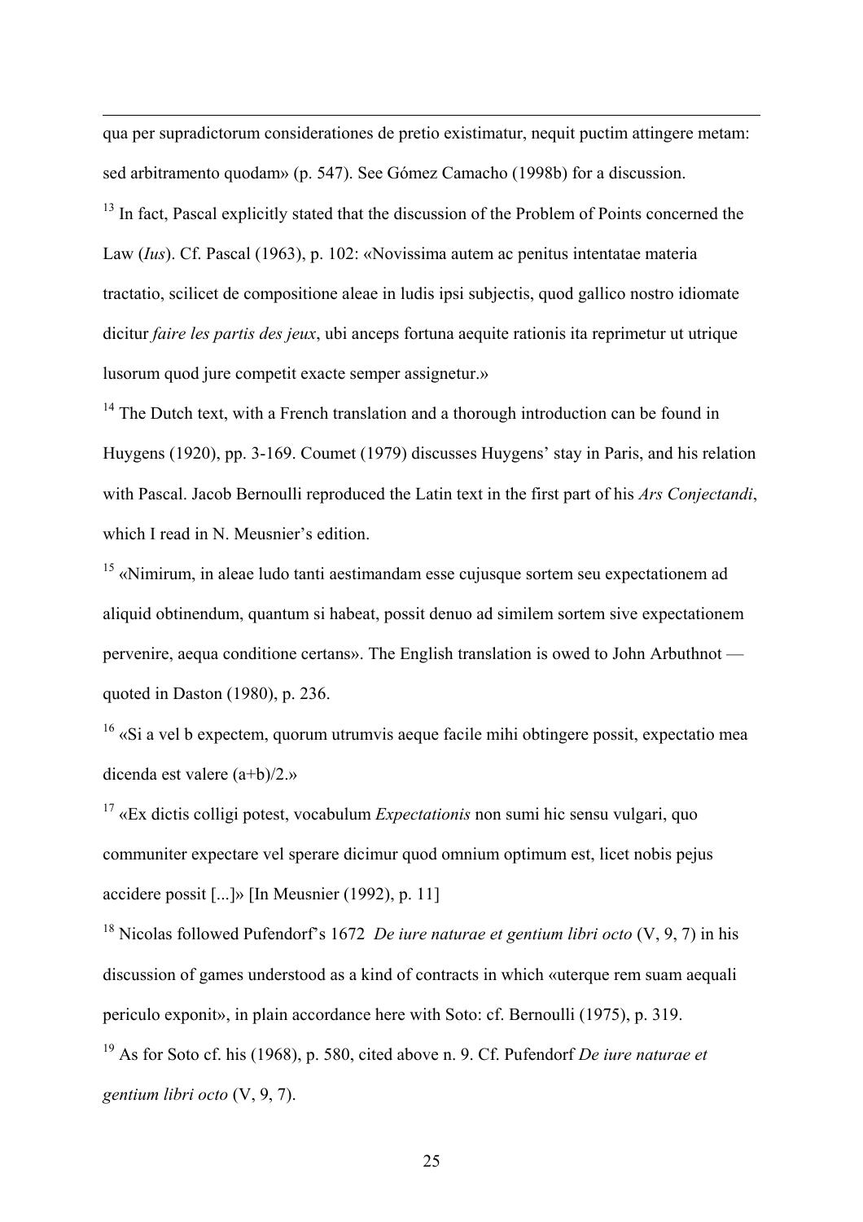qua per supradictorum considerationes de pretio existimatur, nequit puctim attingere metam: sed arbitramento quodam» (p. 547). See Gómez Camacho (1998b) for a discussion.

[13] In fact, Pascal explicitly stated that the discussion of the Problem of Points concerned the Law (*Ius*). Cf. Pascal (1963), p. 102: «Novissima autem ac penitus intentatae materia tractatio, scilicet de compositione aleae in ludis ipsi subjectis, quod gallico nostro idiomate dicitur *faire les partis des jeux*, ubi anceps fortuna aequite rationis ita reprimetur ut utrique lusorum quod jure competit exacte semper assignetur.»

[14] The Dutch text, with a French translation and a thorough introduction can be found in Huygens (1920), pp. 3-169. Coumet (1979) discusses Huygens' stay in Paris, and his relation with Pascal. Jacob Bernoulli reproduced the Latin text in the first part of his *Ars Conjectandi*, which I read in N. Meusnier's edition.

[15] «Nimirum, in aleae ludo tanti aestimandam esse cujusque sortem seu expectationem ad aliquid obtinendum, quantum si habeat, possit denuo ad similem sortem sive expectationem pervenire, aequa conditione certans». The English translation is owed to John Arbuthnot — quoted in Daston (1980), p. 236.

[16] «Si a vel b expectem, quorum utrumvis aeque facile mihi obtingere possit, expectatio mea dicenda est valere (a+b)/2.»

[17] «Ex dictis colligi potest, vocabulum *Expectationis* non sumi hic sensu vulgari, quo communiter expectare vel sperare dicimur quod omnium optimum est, licet nobis pejus accidere possit [...]» [In Meusnier (1992), p. 11]

[18] Nicolas followed Pufendorf's 1672 *De iure naturae et gentium libri octo* (V, 9, 7) in his discussion of games understood as a kind of contracts in which «uterque rem suam aequali periculo exponit», in plain accordance here with Soto: cf. Bernoulli (1975), p. 319.

[19] As for Soto cf. his (1968), p. 580, cited above n. 9. Cf. Pufendorf *De iure naturae et gentium libri octo* (V, 9, 7).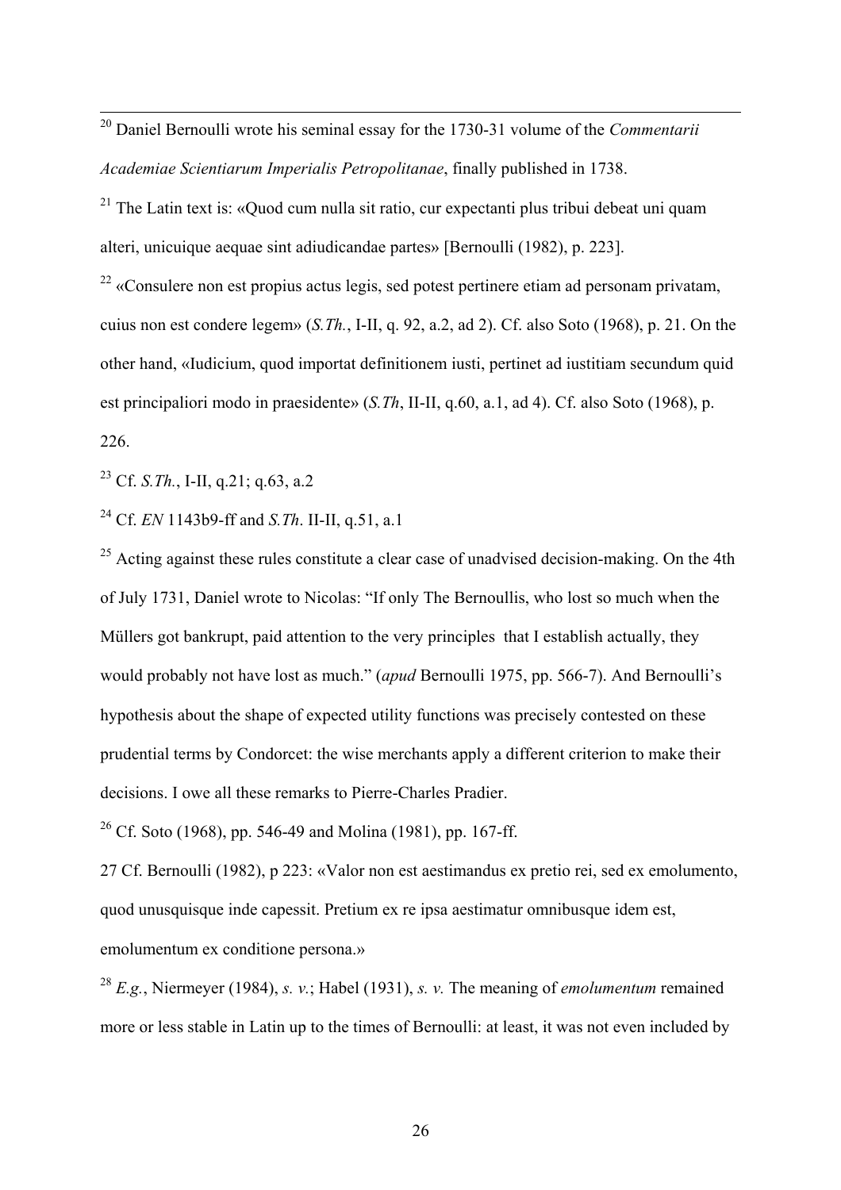[20] Daniel Bernoulli wrote his seminal essay for the 1730-31 volume of the *Commentarii Academiae Scientiarum Imperialis Petropolitanae*, finally published in 1738.

[21] The Latin text is: «Quod cum nulla sit ratio, cur expectanti plus tribui debeat uni quam alteri, unicuique aequae sint adiudicandae partes» [Bernoulli (1982), p. 223].

[22] «Consulere non est propius actus legis, sed potest pertinere etiam ad personam privatam, cuius non est condere legem» (*S.Th.*, I-II, q. 92, a.2, ad 2). Cf. also Soto (1968), p. 21. On the other hand, «Iudicium, quod importat definitionem iusti, pertinet ad iustitiam secundum quid est principaliori modo in praesidente» (*S.Th*, II-II, q.60, a.1, ad 4). Cf. also Soto (1968), p. 226.

[23] Cf. *S.Th.*, I-II, q.21; q.63, a.2

[24] Cf. *EN* 1143b9-ff and *S.Th*. II-II, q.51, a.1

[25] Acting against these rules constitute a clear case of unadvised decision-making. On the 4th of July 1731, Daniel wrote to Nicolas: "If only The Bernoullis, who lost so much when the Müllers got bankrupt, paid attention to the very principles that I establish actually, they would probably not have lost as much." (*apud* Bernoulli 1975, pp. 566-7). And Bernoulli's hypothesis about the shape of expected utility functions was precisely contested on these prudential terms by Condorcet: the wise merchants apply a different criterion to make their decisions. I owe all these remarks to Pierre-Charles Pradier.

[26] Cf. Soto (1968), pp. 546-49 and Molina (1981), pp. 167-ff.

27 Cf. Bernoulli (1982), p 223: «Valor non est aestimandus ex pretio rei, sed ex emolumento, quod unusquisque inde capessit. Pretium ex re ipsa aestimatur omnibusque idem est, emolumentum ex conditione persona.»

[28] *E.g.*, Niermeyer (1984), *s. v.*; Habel (1931), *s. v.* The meaning of *emolumentum* remained more or less stable in Latin up to the times of Bernoulli: at least, it was not even included by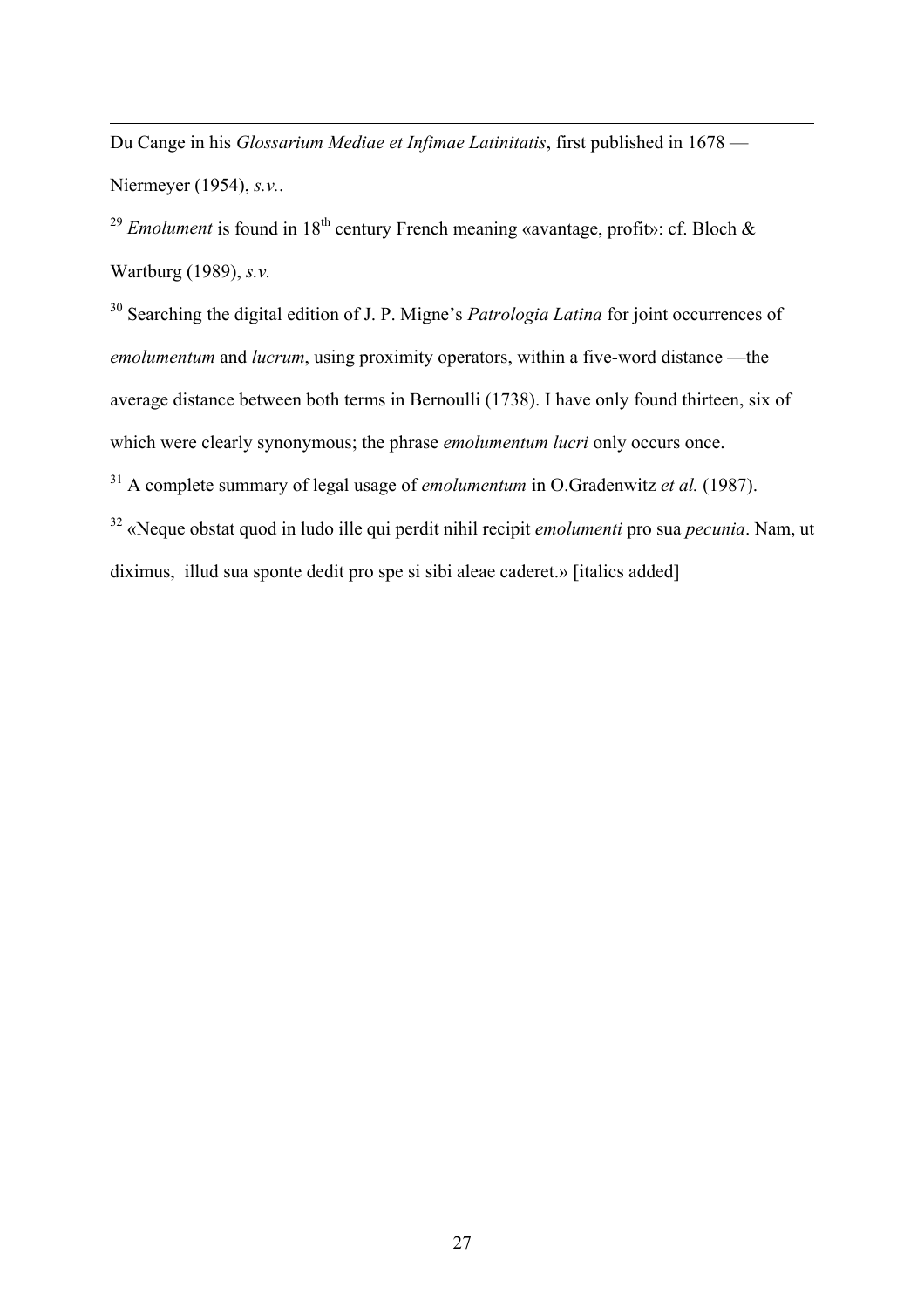Du Cange in his *Glossarium Mediae et Infimae Latinitatis*, first published in 1678 — Niermeyer (1954), *s.v.*.

[29] *Emolument* is found in 18th century French meaning «avantage, profit»: cf. Bloch & Wartburg (1989), *s.v.*

[30] Searching the digital edition of J. P. Migne's *Patrologia Latina* for joint occurrences of *emolumentum* and *lucrum*, using proximity operators, within a five-word distance —the average distance between both terms in Bernoulli (1738). I have only found thirteen, six of which were clearly synonymous; the phrase *emolumentum lucri* only occurs once.

[31] A complete summary of legal usage of *emolumentum* in O.Gradenwitz *et al.* (1987).

[32] «Neque obstat quod in ludo ille qui perdit nihil recipit *emolumenti* pro sua *pecunia*. Nam, ut diximus, illud sua sponte dedit pro spe si sibi aleae caderet.» [italics added]